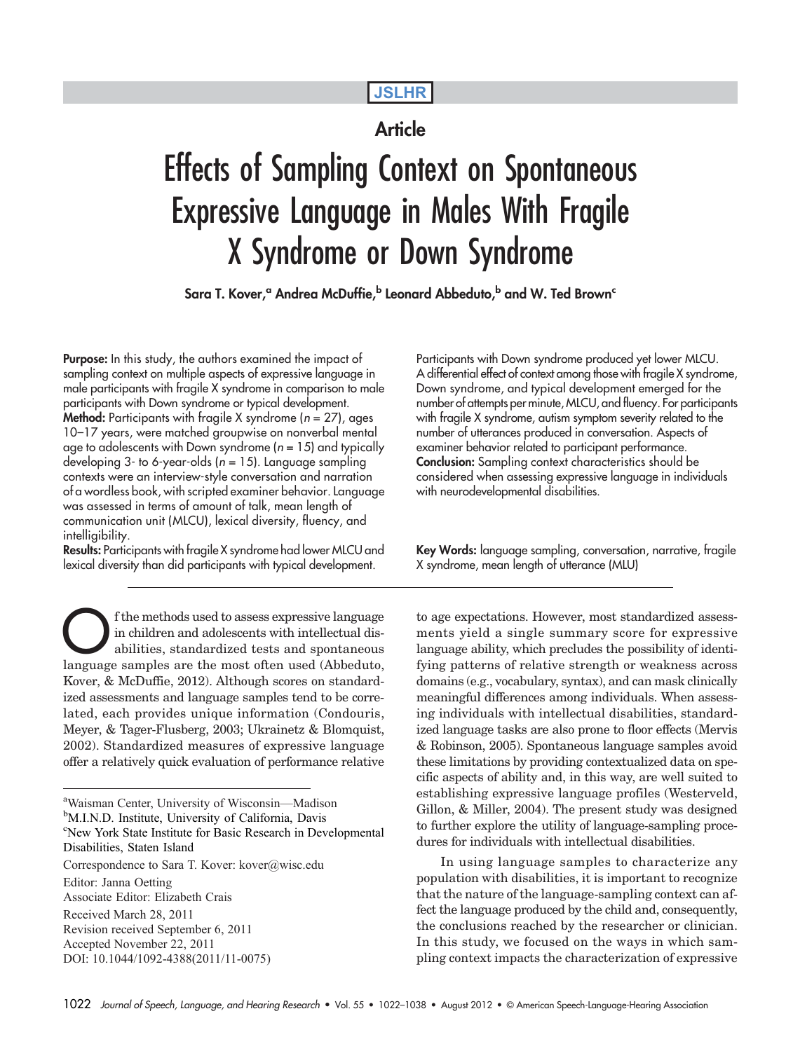JSLHR

Article

# Effects of Sampling Context on Spontaneous Expressive Language in Males With Fragile X Syndrome or Down Syndrome

**Sara T. Kover,[a] Andrea McDuffie,[b] Leonard Abbeduto,[b] and W. Ted Brown[c]**

**Purpose:** In this study, the authors examined the impact of sampling context on multiple aspects of expressive language in male participants with fragile X syndrome in comparison to male participants with Down syndrome or typical development.

**Method:** Participants with fragile X syndrome (*n* = 27), ages 10–17 years, were matched groupwise on nonverbal mental age to adolescents with Down syndrome (*n* = 15) and typically developing 3- to 6-year-olds (*n* = 15). Language sampling contexts were an interview-style conversation and narration of a wordless book, with scripted examiner behavior. Language was assessed in terms of amount of talk, mean length of communication unit (MLCU), lexical diversity, fluency, and intelligibility.

**Results:** Participants with fragile X syndrome had lower MLCU and lexical diversity than did participants with typical development. Participants with Down syndrome produced yet lower MLCU. A differential effect of context among those with fragile X syndrome, Down syndrome, and typical development emerged for the number of attempts per minute, MLCU, and fluency. For participants with fragile X syndrome, autism symptom severity related to the number of utterances produced in conversation. Aspects of examiner behavior related to participant performance.

**Conclusion:** Sampling context characteristics should be considered when assessing expressive language in individuals with neurodevelopmental disabilities.

**Key Words:** language sampling, conversation, narrative, fragile X syndrome, mean length of utterance (MLU)

Of the methods used to assess expressive language in children and adolescents with intellectual disabilities, standardized tests and spontaneous language samples are the most often used (Abbeduto, Kover, & McDuffie, 2012). Although scores on standardized assessments and language samples tend to be correlated, each provides unique information (Condouris, Meyer, & Tager-Flusberg, 2003; Ukrainetz & Blomquist, 2002). Standardized measures of expressive language offer a relatively quick evaluation of performance relative to age expectations. However, most standardized assessments yield a single summary score for expressive language ability, which precludes the possibility of identifying patterns of relative strength or weakness across domains (e.g., vocabulary, syntax), and can mask clinically meaningful differences among individuals. When assessing individuals with intellectual disabilities, standardized language tasks are also prone to floor effects (Mervis & Robinson, 2005). Spontaneous language samples avoid these limitations by providing contextualized data on specific aspects of ability and, in this way, are well suited to establishing expressive language profiles (Westerveld, Gillon, & Miller, 2004). The present study was designed to further explore the utility of language-sampling procedures for individuals with intellectual disabilities.

In using language samples to characterize any population with disabilities, it is important to recognize that the nature of the language-sampling context can affect the language produced by the child and, consequently, the conclusions reached by the researcher or clinician. In this study, we focused on the ways in which sampling context impacts the characterization of expressive

[a]Waisman Center, University of Wisconsin—Madison
[b]M.I.N.D. Institute, University of California, Davis
[c]New York State Institute for Basic Research in Developmental Disabilities, Staten Island

Correspondence to Sara T. Kover: kover@wisc.edu

Editor: Janna Oetting
Associate Editor: Elizabeth Crais

Received March 28, 2011
Revision received September 6, 2011
Accepted November 22, 2011
DOI: 10.1044/1092-4388(2011/11-0075)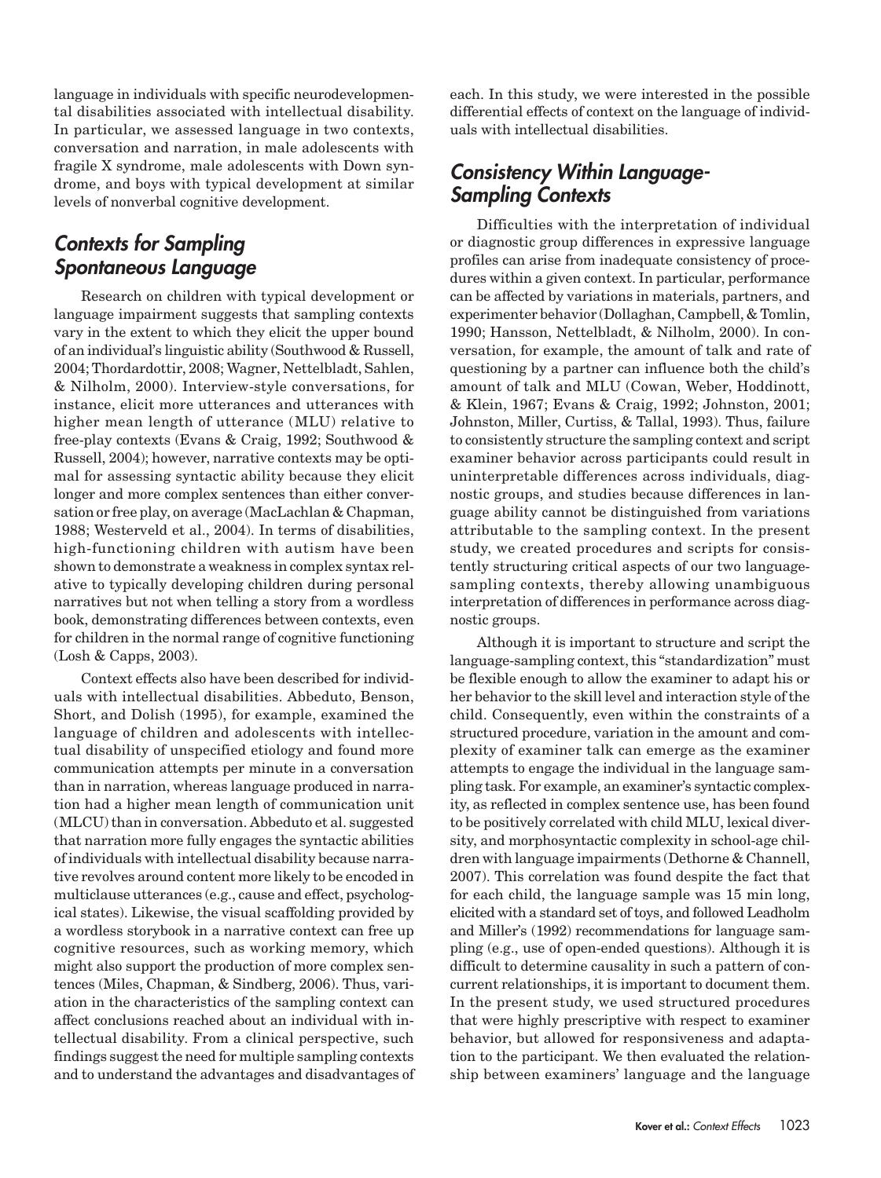language in individuals with specific neurodevelopmental disabilities associated with intellectual disability. In particular, we assessed language in two contexts, conversation and narration, in male adolescents with fragile X syndrome, male adolescents with Down syndrome, and boys with typical development at similar levels of nonverbal cognitive development.

## Contexts for Sampling Spontaneous Language

Research on children with typical development or language impairment suggests that sampling contexts vary in the extent to which they elicit the upper bound of an individual's linguistic ability (Southwood & Russell, 2004; Thordardottir, 2008; Wagner, Nettelbladt, Sahlen, & Nilholm, 2000). Interview-style conversations, for instance, elicit more utterances and utterances with higher mean length of utterance (MLU) relative to free-play contexts (Evans & Craig, 1992; Southwood & Russell, 2004); however, narrative contexts may be optimal for assessing syntactic ability because they elicit longer and more complex sentences than either conversation or free play, on average (MacLachlan & Chapman, 1988; Westerveld et al., 2004). In terms of disabilities, high-functioning children with autism have been shown to demonstrate a weakness in complex syntax relative to typically developing children during personal narratives but not when telling a story from a wordless book, demonstrating differences between contexts, even for children in the normal range of cognitive functioning (Losh & Capps, 2003).

Context effects also have been described for individuals with intellectual disabilities. Abbeduto, Benson, Short, and Dolish (1995), for example, examined the language of children and adolescents with intellectual disability of unspecified etiology and found more communication attempts per minute in a conversation than in narration, whereas language produced in narration had a higher mean length of communication unit (MLCU) than in conversation. Abbeduto et al. suggested that narration more fully engages the syntactic abilities of individuals with intellectual disability because narrative revolves around content more likely to be encoded in multiclause utterances (e.g., cause and effect, psychological states). Likewise, the visual scaffolding provided by a wordless storybook in a narrative context can free up cognitive resources, such as working memory, which might also support the production of more complex sentences (Miles, Chapman, & Sindberg, 2006). Thus, variation in the characteristics of the sampling context can affect conclusions reached about an individual with intellectual disability. From a clinical perspective, such findings suggest the need for multiple sampling contexts and to understand the advantages and disadvantages of each. In this study, we were interested in the possible differential effects of context on the language of individuals with intellectual disabilities.

## Consistency Within Language-Sampling Contexts

Difficulties with the interpretation of individual or diagnostic group differences in expressive language profiles can arise from inadequate consistency of procedures within a given context. In particular, performance can be affected by variations in materials, partners, and experimenter behavior (Dollaghan, Campbell, & Tomlin, 1990; Hansson, Nettelbladt, & Nilholm, 2000). In conversation, for example, the amount of talk and rate of questioning by a partner can influence both the child's amount of talk and MLU (Cowan, Weber, Hoddinott, & Klein, 1967; Evans & Craig, 1992; Johnston, 2001; Johnston, Miller, Curtiss, & Tallal, 1993). Thus, failure to consistently structure the sampling context and script examiner behavior across participants could result in uninterpretable differences across individuals, diagnostic groups, and studies because differences in language ability cannot be distinguished from variations attributable to the sampling context. In the present study, we created procedures and scripts for consistently structuring critical aspects of our two language-sampling contexts, thereby allowing unambiguous interpretation of differences in performance across diagnostic groups.

Although it is important to structure and script the language-sampling context, this "standardization" must be flexible enough to allow the examiner to adapt his or her behavior to the skill level and interaction style of the child. Consequently, even within the constraints of a structured procedure, variation in the amount and complexity of examiner talk can emerge as the examiner attempts to engage the individual in the language sampling task. For example, an examiner's syntactic complexity, as reflected in complex sentence use, has been found to be positively correlated with child MLU, lexical diversity, and morphosyntactic complexity in school-age children with language impairments (Dethorne & Channell, 2007). This correlation was found despite the fact that for each child, the language sample was 15 min long, elicited with a standard set of toys, and followed Leadholm and Miller's (1992) recommendations for language sampling (e.g., use of open-ended questions). Although it is difficult to determine causality in such a pattern of concurrent relationships, it is important to document them. In the present study, we used structured procedures that were highly prescriptive with respect to examiner behavior, but allowed for responsiveness and adaptation to the participant. We then evaluated the relationship between examiners' language and the language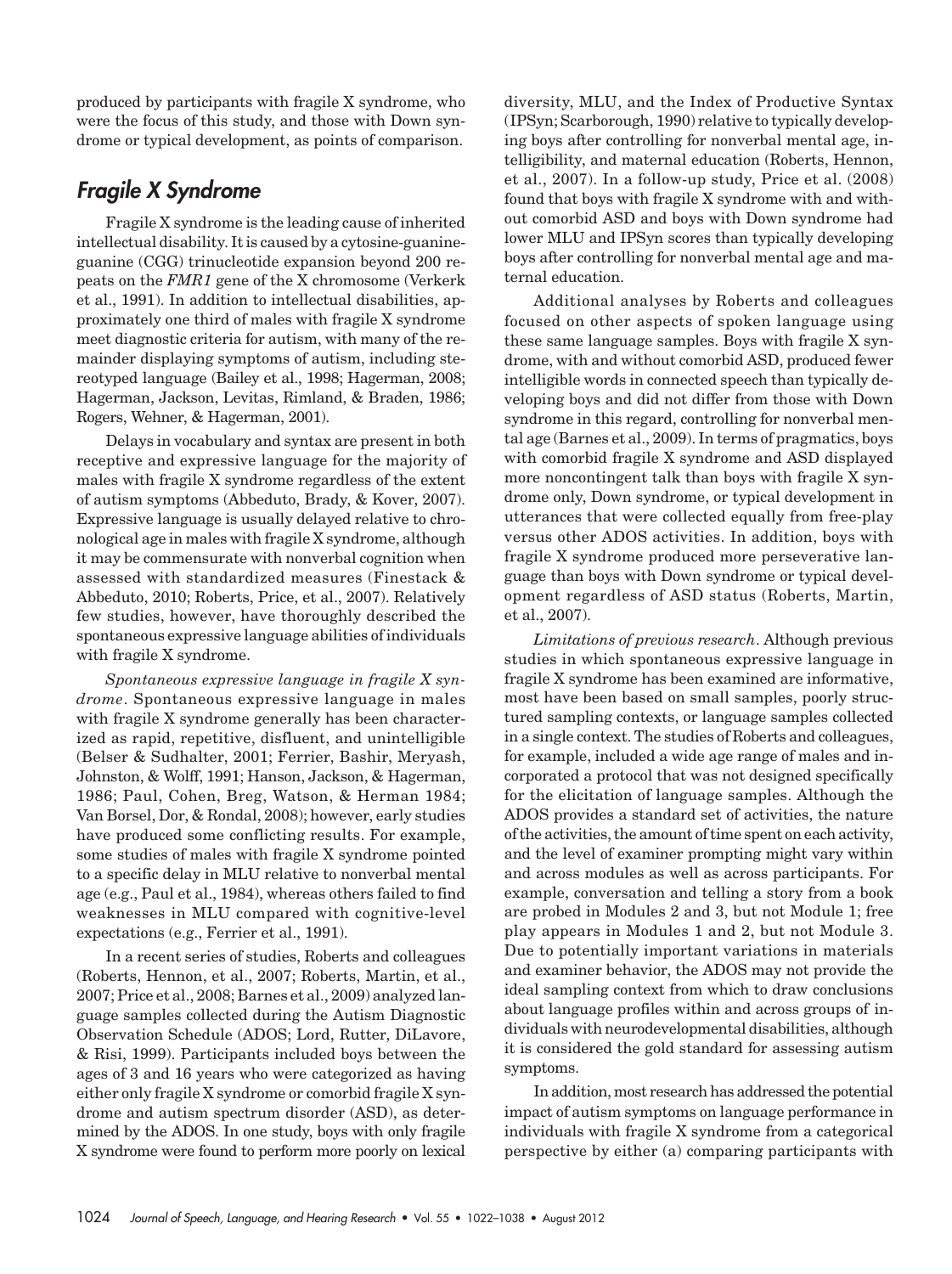produced by participants with fragile X syndrome, who were the focus of this study, and those with Down syndrome or typical development, as points of comparison.

## Fragile X Syndrome

Fragile X syndrome is the leading cause of inherited intellectual disability. It is caused by a cytosine-guanine-guanine (CGG) trinucleotide expansion beyond 200 repeats on the *FMR1* gene of the X chromosome (Verkerk et al., 1991). In addition to intellectual disabilities, approximately one third of males with fragile X syndrome meet diagnostic criteria for autism, with many of the remainder displaying symptoms of autism, including stereotyped language (Bailey et al., 1998; Hagerman, 2008; Hagerman, Jackson, Levitas, Rimland, & Braden, 1986; Rogers, Wehner, & Hagerman, 2001).

Delays in vocabulary and syntax are present in both receptive and expressive language for the majority of males with fragile X syndrome regardless of the extent of autism symptoms (Abbeduto, Brady, & Kover, 2007). Expressive language is usually delayed relative to chronological age in males with fragile X syndrome, although it may be commensurate with nonverbal cognition when assessed with standardized measures (Finestack & Abbeduto, 2010; Roberts, Price, et al., 2007). Relatively few studies, however, have thoroughly described the spontaneous expressive language abilities of individuals with fragile X syndrome.

*Spontaneous expressive language in fragile X syndrome*. Spontaneous expressive language in males with fragile X syndrome generally has been characterized as rapid, repetitive, disfluent, and unintelligible (Belser & Sudhalter, 2001; Ferrier, Bashir, Meryash, Johnston, & Wolff, 1991; Hanson, Jackson, & Hagerman, 1986; Paul, Cohen, Breg, Watson, & Herman 1984; Van Borsel, Dor, & Rondal, 2008); however, early studies have produced some conflicting results. For example, some studies of males with fragile X syndrome pointed to a specific delay in MLU relative to nonverbal mental age (e.g., Paul et al., 1984), whereas others failed to find weaknesses in MLU compared with cognitive-level expectations (e.g., Ferrier et al., 1991).

In a recent series of studies, Roberts and colleagues (Roberts, Hennon, et al., 2007; Roberts, Martin, et al., 2007; Price et al., 2008; Barnes et al., 2009) analyzed language samples collected during the Autism Diagnostic Observation Schedule (ADOS; Lord, Rutter, DiLavore, & Risi, 1999). Participants included boys between the ages of 3 and 16 years who were categorized as having either only fragile X syndrome or comorbid fragile X syndrome and autism spectrum disorder (ASD), as determined by the ADOS. In one study, boys with only fragile X syndrome were found to perform more poorly on lexical diversity, MLU, and the Index of Productive Syntax (IPSyn; Scarborough, 1990) relative to typically developing boys after controlling for nonverbal mental age, intelligibility, and maternal education (Roberts, Hennon, et al., 2007). In a follow-up study, Price et al. (2008) found that boys with fragile X syndrome with and without comorbid ASD and boys with Down syndrome had lower MLU and IPSyn scores than typically developing boys after controlling for nonverbal mental age and maternal education.

Additional analyses by Roberts and colleagues focused on other aspects of spoken language using these same language samples. Boys with fragile X syndrome, with and without comorbid ASD, produced fewer intelligible words in connected speech than typically developing boys and did not differ from those with Down syndrome in this regard, controlling for nonverbal mental age (Barnes et al., 2009). In terms of pragmatics, boys with comorbid fragile X syndrome and ASD displayed more noncontingent talk than boys with fragile X syndrome only, Down syndrome, or typical development in utterances that were collected equally from free-play versus other ADOS activities. In addition, boys with fragile X syndrome produced more perseverative language than boys with Down syndrome or typical development regardless of ASD status (Roberts, Martin, et al., 2007).

*Limitations of previous research*. Although previous studies in which spontaneous expressive language in fragile X syndrome has been examined are informative, most have been based on small samples, poorly structured sampling contexts, or language samples collected in a single context. The studies of Roberts and colleagues, for example, included a wide age range of males and incorporated a protocol that was not designed specifically for the elicitation of language samples. Although the ADOS provides a standard set of activities, the nature of the activities, the amount of time spent on each activity, and the level of examiner prompting might vary within and across modules as well as across participants. For example, conversation and telling a story from a book are probed in Modules 2 and 3, but not Module 1; free play appears in Modules 1 and 2, but not Module 3. Due to potentially important variations in materials and examiner behavior, the ADOS may not provide the ideal sampling context from which to draw conclusions about language profiles within and across groups of individuals with neurodevelopmental disabilities, although it is considered the gold standard for assessing autism symptoms.

In addition, most research has addressed the potential impact of autism symptoms on language performance in individuals with fragile X syndrome from a categorical perspective by either (a) comparing participants with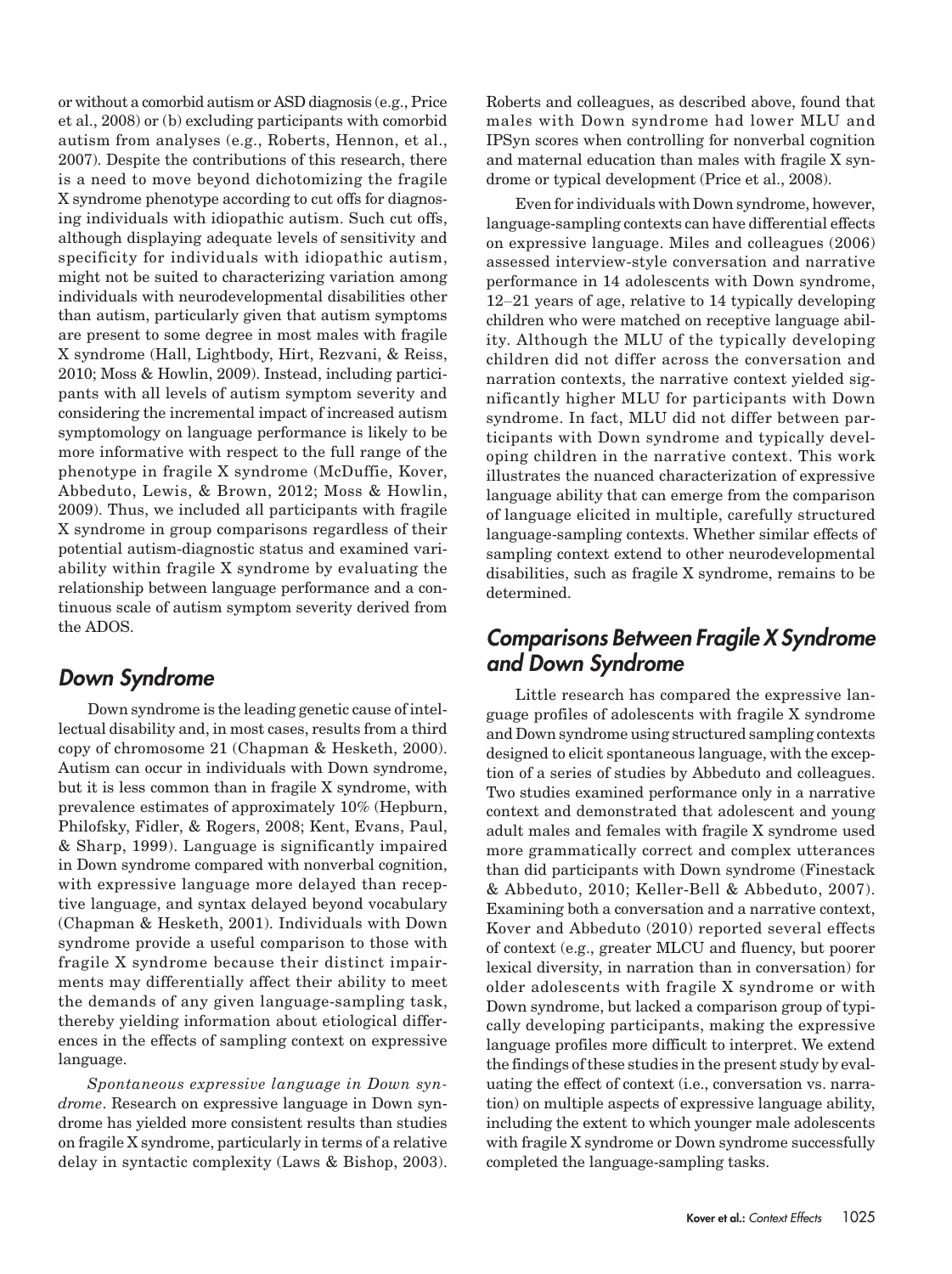or without a comorbid autism or ASD diagnosis (e.g., Price et al., 2008) or (b) excluding participants with comorbid autism from analyses (e.g., Roberts, Hennon, et al., 2007). Despite the contributions of this research, there is a need to move beyond dichotomizing the fragile X syndrome phenotype according to cut offs for diagnosing individuals with idiopathic autism. Such cut offs, although displaying adequate levels of sensitivity and specificity for individuals with idiopathic autism, might not be suited to characterizing variation among individuals with neurodevelopmental disabilities other than autism, particularly given that autism symptoms are present to some degree in most males with fragile X syndrome (Hall, Lightbody, Hirt, Rezvani, & Reiss, 2010; Moss & Howlin, 2009). Instead, including participants with all levels of autism symptom severity and considering the incremental impact of increased autism symptomology on language performance is likely to be more informative with respect to the full range of the phenotype in fragile X syndrome (McDuffie, Kover, Abbeduto, Lewis, & Brown, 2012; Moss & Howlin, 2009). Thus, we included all participants with fragile X syndrome in group comparisons regardless of their potential autism-diagnostic status and examined variability within fragile X syndrome by evaluating the relationship between language performance and a continuous scale of autism symptom severity derived from the ADOS.

## Down Syndrome

Down syndrome is the leading genetic cause of intellectual disability and, in most cases, results from a third copy of chromosome 21 (Chapman & Hesketh, 2000). Autism can occur in individuals with Down syndrome, but it is less common than in fragile X syndrome, with prevalence estimates of approximately 10% (Hepburn, Philofsky, Fidler, & Rogers, 2008; Kent, Evans, Paul, & Sharp, 1999). Language is significantly impaired in Down syndrome compared with nonverbal cognition, with expressive language more delayed than receptive language, and syntax delayed beyond vocabulary (Chapman & Hesketh, 2001). Individuals with Down syndrome provide a useful comparison to those with fragile X syndrome because their distinct impairments may differentially affect their ability to meet the demands of any given language-sampling task, thereby yielding information about etiological differences in the effects of sampling context on expressive language.

*Spontaneous expressive language in Down syndrome*. Research on expressive language in Down syndrome has yielded more consistent results than studies on fragile X syndrome, particularly in terms of a relative delay in syntactic complexity (Laws & Bishop, 2003). Roberts and colleagues, as described above, found that males with Down syndrome had lower MLU and IPSyn scores when controlling for nonverbal cognition and maternal education than males with fragile X syndrome or typical development (Price et al., 2008).

Even for individuals with Down syndrome, however, language-sampling contexts can have differential effects on expressive language. Miles and colleagues (2006) assessed interview-style conversation and narrative performance in 14 adolescents with Down syndrome, 12–21 years of age, relative to 14 typically developing children who were matched on receptive language ability. Although the MLU of the typically developing children did not differ across the conversation and narration contexts, the narrative context yielded significantly higher MLU for participants with Down syndrome. In fact, MLU did not differ between participants with Down syndrome and typically developing children in the narrative context. This work illustrates the nuanced characterization of expressive language ability that can emerge from the comparison of language elicited in multiple, carefully structured language-sampling contexts. Whether similar effects of sampling context extend to other neurodevelopmental disabilities, such as fragile X syndrome, remains to be determined.

## Comparisons Between Fragile X Syndrome and Down Syndrome

Little research has compared the expressive language profiles of adolescents with fragile X syndrome and Down syndrome using structured sampling contexts designed to elicit spontaneous language, with the exception of a series of studies by Abbeduto and colleagues. Two studies examined performance only in a narrative context and demonstrated that adolescent and young adult males and females with fragile X syndrome used more grammatically correct and complex utterances than did participants with Down syndrome (Finestack & Abbeduto, 2010; Keller-Bell & Abbeduto, 2007). Examining both a conversation and a narrative context, Kover and Abbeduto (2010) reported several effects of context (e.g., greater MLCU and fluency, but poorer lexical diversity, in narration than in conversation) for older adolescents with fragile X syndrome or with Down syndrome, but lacked a comparison group of typically developing participants, making the expressive language profiles more difficult to interpret. We extend the findings of these studies in the present study by evaluating the effect of context (i.e., conversation vs. narration) on multiple aspects of expressive language ability, including the extent to which younger male adolescents with fragile X syndrome or Down syndrome successfully completed the language-sampling tasks.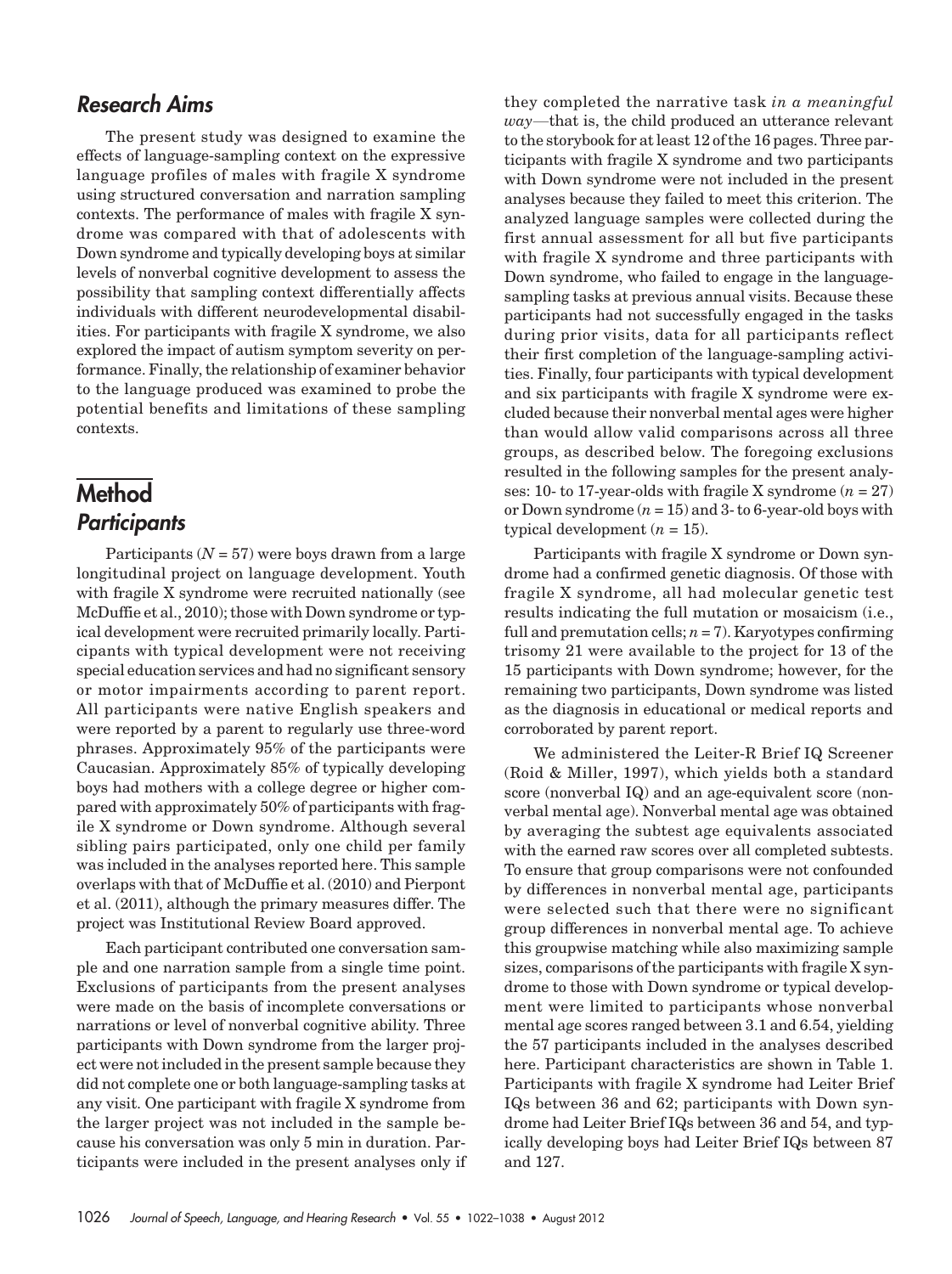## Research Aims

The present study was designed to examine the effects of language-sampling context on the expressive language profiles of males with fragile X syndrome using structured conversation and narration sampling contexts. The performance of males with fragile X syndrome was compared with that of adolescents with Down syndrome and typically developing boys at similar levels of nonverbal cognitive development to assess the possibility that sampling context differentially affects individuals with different neurodevelopmental disabilities. For participants with fragile X syndrome, we also explored the impact of autism symptom severity on performance. Finally, the relationship of examiner behavior to the language produced was examined to probe the potential benefits and limitations of these sampling contexts.

# Method

## Participants

Participants ($N = 57$) were boys drawn from a large longitudinal project on language development. Youth with fragile X syndrome were recruited nationally (see McDuffie et al., 2010); those with Down syndrome or typical development were recruited primarily locally. Participants with typical development were not receiving special education services and had no significant sensory or motor impairments according to parent report. All participants were native English speakers and were reported by a parent to regularly use three-word phrases. Approximately 95% of the participants were Caucasian. Approximately 85% of typically developing boys had mothers with a college degree or higher compared with approximately 50% of participants with fragile X syndrome or Down syndrome. Although several sibling pairs participated, only one child per family was included in the analyses reported here. This sample overlaps with that of McDuffie et al. (2010) and Pierpont et al. (2011), although the primary measures differ. The project was Institutional Review Board approved.

Each participant contributed one conversation sample and one narration sample from a single time point. Exclusions of participants from the present analyses were made on the basis of incomplete conversations or narrations or level of nonverbal cognitive ability. Three participants with Down syndrome from the larger project were not included in the present sample because they did not complete one or both language-sampling tasks at any visit. One participant with fragile X syndrome from the larger project was not included in the sample because his conversation was only 5 min in duration. Participants were included in the present analyses only if they completed the narrative task *in a meaningful way*—that is, the child produced an utterance relevant to the storybook for at least 12 of the 16 pages. Three participants with fragile X syndrome and two participants with Down syndrome were not included in the present analyses because they failed to meet this criterion. The analyzed language samples were collected during the first annual assessment for all but five participants with fragile X syndrome and three participants with Down syndrome, who failed to engage in the language-sampling tasks at previous annual visits. Because these participants had not successfully engaged in the tasks during prior visits, data for all participants reflect their first completion of the language-sampling activities. Finally, four participants with typical development and six participants with fragile X syndrome were excluded because their nonverbal mental ages were higher than would allow valid comparisons across all three groups, as described below. The foregoing exclusions resulted in the following samples for the present analyses: 10- to 17-year-olds with fragile X syndrome ($n = 27$) or Down syndrome ($n = 15$) and 3- to 6-year-old boys with typical development ($n = 15$).

Participants with fragile X syndrome or Down syndrome had a confirmed genetic diagnosis. Of those with fragile X syndrome, all had molecular genetic test results indicating the full mutation or mosaicism (i.e., full and premutation cells; $n = 7$). Karyotypes confirming trisomy 21 were available to the project for 13 of the 15 participants with Down syndrome; however, for the remaining two participants, Down syndrome was listed as the diagnosis in educational or medical reports and corroborated by parent report.

We administered the Leiter-R Brief IQ Screener (Roid & Miller, 1997), which yields both a standard score (nonverbal IQ) and an age-equivalent score (nonverbal mental age). Nonverbal mental age was obtained by averaging the subtest age equivalents associated with the earned raw scores over all completed subtests. To ensure that group comparisons were not confounded by differences in nonverbal mental age, participants were selected such that there were no significant group differences in nonverbal mental age. To achieve this groupwise matching while also maximizing sample sizes, comparisons of the participants with fragile X syndrome to those with Down syndrome or typical development were limited to participants whose nonverbal mental age scores ranged between 3.1 and 6.54, yielding the 57 participants included in the analyses described here. Participant characteristics are shown in Table 1. Participants with fragile X syndrome had Leiter Brief IQs between 36 and 62; participants with Down syndrome had Leiter Brief IQs between 36 and 54, and typically developing boys had Leiter Brief IQs between 87 and 127.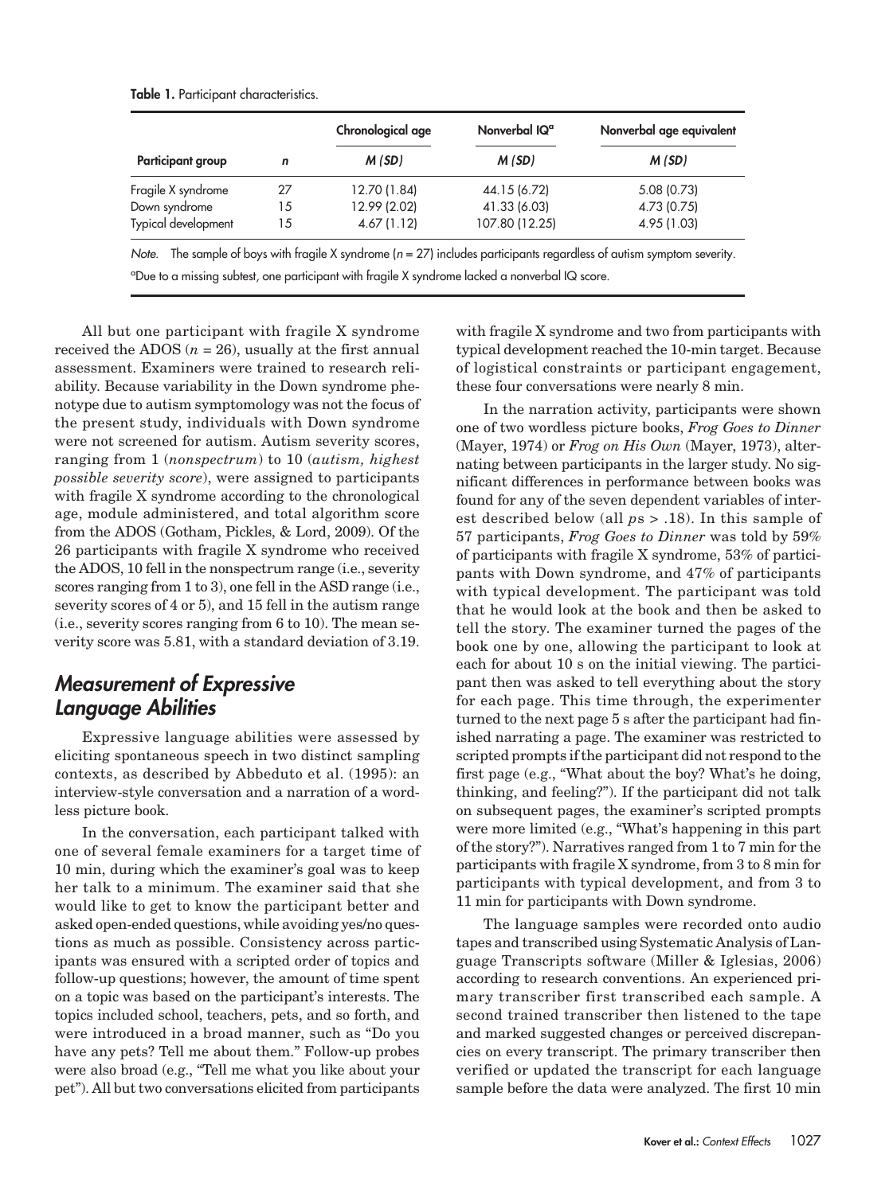**Table 1.** Participant characteristics.

| Participant group | *n* | Chronological age | Nonverbal IQ[a] | Nonverbal age equivalent |
|---|---|---|---|---|
| | | *M (SD)* | *M (SD)* | *M (SD)* |
| Fragile X syndrome | 27 | 12.70 (1.84) | 44.15 (6.72) | 5.08 (0.73) |
| Down syndrome | 15 | 12.99 (2.02) | 41.33 (6.03) | 4.73 (0.75) |
| Typical development | 15 | 4.67 (1.12) | 107.80 (12.25) | 4.95 (1.03) |

*Note.* The sample of boys with fragile X syndrome ($n$ = 27) includes participants regardless of autism symptom severity.

[a]Due to a missing subtest, one participant with fragile X syndrome lacked a nonverbal IQ score.

All but one participant with fragile X syndrome received the ADOS ($n$ = 26), usually at the first annual assessment. Examiners were trained to research reliability. Because variability in the Down syndrome phenotype due to autism symptomology was not the focus of the present study, individuals with Down syndrome were not screened for autism. Autism severity scores, ranging from 1 (*nonspectrum*) to 10 (*autism, highest possible severity score*), were assigned to participants with fragile X syndrome according to the chronological age, module administered, and total algorithm score from the ADOS (Gotham, Pickles, & Lord, 2009). Of the 26 participants with fragile X syndrome who received the ADOS, 10 fell in the nonspectrum range (i.e., severity scores ranging from 1 to 3), one fell in the ASD range (i.e., severity scores of 4 or 5), and 15 fell in the autism range (i.e., severity scores ranging from 6 to 10). The mean severity score was 5.81, with a standard deviation of 3.19.

## Measurement of Expressive Language Abilities

Expressive language abilities were assessed by eliciting spontaneous speech in two distinct sampling contexts, as described by Abbeduto et al. (1995): an interview-style conversation and a narration of a wordless picture book.

In the conversation, each participant talked with one of several female examiners for a target time of 10 min, during which the examiner's goal was to keep her talk to a minimum. The examiner said that she would like to get to know the participant better and asked open-ended questions, while avoiding yes/no questions as much as possible. Consistency across participants was ensured with a scripted order of topics and follow-up questions; however, the amount of time spent on a topic was based on the participant's interests. The topics included school, teachers, pets, and so forth, and were introduced in a broad manner, such as "Do you have any pets? Tell me about them." Follow-up probes were also broad (e.g., "Tell me what you like about your pet"). All but two conversations elicited from participants with fragile X syndrome and two from participants with typical development reached the 10-min target. Because of logistical constraints or participant engagement, these four conversations were nearly 8 min.

In the narration activity, participants were shown one of two wordless picture books, *Frog Goes to Dinner* (Mayer, 1974) or *Frog on His Own* (Mayer, 1973), alternating between participants in the larger study. No significant differences in performance between books was found for any of the seven dependent variables of interest described below (all $p$s > .18). In this sample of 57 participants, *Frog Goes to Dinner* was told by 59% of participants with fragile X syndrome, 53% of participants with Down syndrome, and 47% of participants with typical development. The participant was told that he would look at the book and then be asked to tell the story. The examiner turned the pages of the book one by one, allowing the participant to look at each for about 10 s on the initial viewing. The participant then was asked to tell everything about the story for each page. This time through, the experimenter turned to the next page 5 s after the participant had finished narrating a page. The examiner was restricted to scripted prompts if the participant did not respond to the first page (e.g., "What about the boy? What's he doing, thinking, and feeling?"). If the participant did not talk on subsequent pages, the examiner's scripted prompts were more limited (e.g., "What's happening in this part of the story?"). Narratives ranged from 1 to 7 min for the participants with fragile X syndrome, from 3 to 8 min for participants with typical development, and from 3 to 11 min for participants with Down syndrome.

The language samples were recorded onto audio tapes and transcribed using Systematic Analysis of Language Transcripts software (Miller & Iglesias, 2006) according to research conventions. An experienced primary transcriber first transcribed each sample. A second trained transcriber then listened to the tape and marked suggested changes or perceived discrepancies on every transcript. The primary transcriber then verified or updated the transcript for each language sample before the data were analyzed. The first 10 min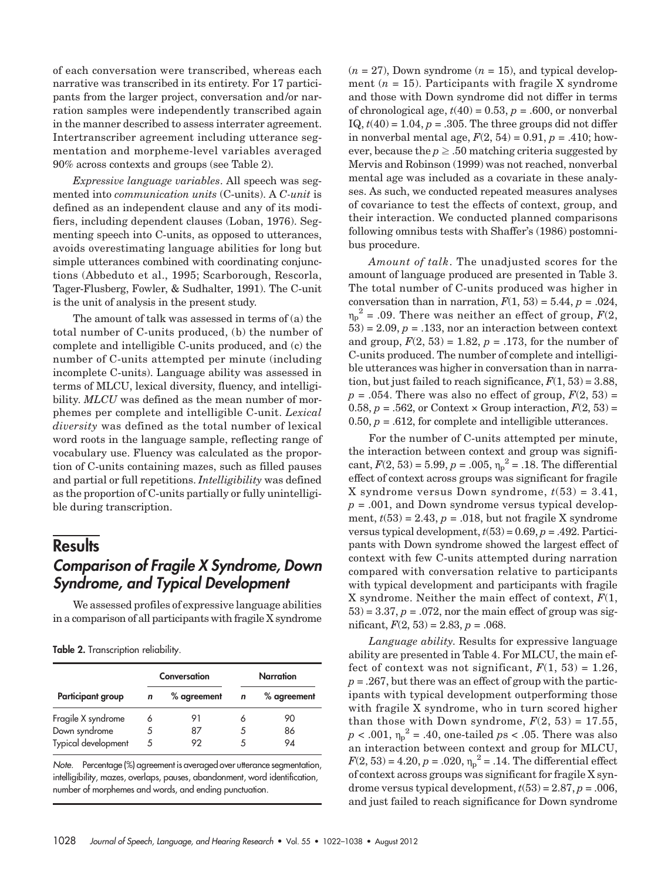of each conversation were transcribed, whereas each narrative was transcribed in its entirety. For 17 participants from the larger project, conversation and/or narration samples were independently transcribed again in the manner described to assess interrater agreement. Intertranscriber agreement including utterance segmentation and morpheme-level variables averaged 90% across contexts and groups (see Table 2).

*Expressive language variables*. All speech was segmented into *communication units* (C-units). A *C-unit* is defined as an independent clause and any of its modifiers, including dependent clauses (Loban, 1976). Segmenting speech into C-units, as opposed to utterances, avoids overestimating language abilities for long but simple utterances combined with coordinating conjunctions (Abbeduto et al., 1995; Scarborough, Rescorla, Tager-Flusberg, Fowler, & Sudhalter, 1991). The C-unit is the unit of analysis in the present study.

The amount of talk was assessed in terms of (a) the total number of C-units produced, (b) the number of complete and intelligible C-units produced, and (c) the number of C-units attempted per minute (including incomplete C-units). Language ability was assessed in terms of MLCU, lexical diversity, fluency, and intelligibility. *MLCU* was defined as the mean number of morphemes per complete and intelligible C-unit. *Lexical diversity* was defined as the total number of lexical word roots in the language sample, reflecting range of vocabulary use. Fluency was calculated as the proportion of C-units containing mazes, such as filled pauses and partial or full repetitions. *Intelligibility* was defined as the proportion of C-units partially or fully unintelligible during transcription.

# Results

## Comparison of Fragile X Syndrome, Down Syndrome, and Typical Development

We assessed profiles of expressive language abilities in a comparison of all participants with fragile X syndrome

**Table 2.** Transcription reliability.

| Participant group | Conversation | | Narration | |
|---|---|---|---|---|
| | *n* | % agreement | *n* | % agreement |
| Fragile X syndrome | 6 | 91 | 6 | 90 |
| Down syndrome | 5 | 87 | 5 | 86 |
| Typical development | 5 | 92 | 5 | 94 |

*Note*. Percentage (%) agreement is averaged over utterance segmentation, intelligibility, mazes, overlaps, pauses, abandonment, word identification, number of morphemes and words, and ending punctuation.

($n = 27$), Down syndrome ($n = 15$), and typical development ($n = 15$). Participants with fragile X syndrome and those with Down syndrome did not differ in terms of chronological age, $t(40) = 0.53$, $p = .600$, or nonverbal IQ, $t(40) = 1.04$, $p = .305$. The three groups did not differ in nonverbal mental age, $F(2, 54) = 0.91$, $p = .410$; however, because the $p \geq .50$ matching criteria suggested by Mervis and Robinson (1999) was not reached, nonverbal mental age was included as a covariate in these analyses. As such, we conducted repeated measures analyses of covariance to test the effects of context, group, and their interaction. We conducted planned comparisons following omnibus tests with Shaffer's (1986) postomnibus procedure.

*Amount of talk*. The unadjusted scores for the amount of language produced are presented in Table 3. The total number of C-units produced was higher in conversation than in narration, $F(1, 53) = 5.44$, $p = .024$, $\eta_p^2 = .09$. There was neither an effect of group, $F(2, 53) = 2.09$, $p = .133$, nor an interaction between context and group, $F(2, 53) = 1.82$, $p = .173$, for the number of C-units produced. The number of complete and intelligible utterances was higher in conversation than in narration, but just failed to reach significance, $F(1, 53) = 3.88$, $p = .054$. There was also no effect of group, $F(2, 53) = 0.58$, $p = .562$, or Context × Group interaction, $F(2, 53) = 0.50$, $p = .612$, for complete and intelligible utterances.

For the number of C-units attempted per minute, the interaction between context and group was significant, $F(2, 53) = 5.99$, $p = .005$, $\eta_p^2 = .18$. The differential effect of context across groups was significant for fragile X syndrome versus Down syndrome, $t(53) = 3.41$, $p = .001$, and Down syndrome versus typical development, $t(53) = 2.43$, $p = .018$, but not fragile X syndrome versus typical development, $t(53) = 0.69$, $p = .492$. Participants with Down syndrome showed the largest effect of context with few C-units attempted during narration compared with conversation relative to participants with typical development and participants with fragile X syndrome. Neither the main effect of context, $F(1, 53) = 3.37$, $p = .072$, nor the main effect of group was significant, $F(2, 53) = 2.83$, $p = .068$.

*Language ability*. Results for expressive language ability are presented in Table 4. For MLCU, the main effect of context was not significant, $F(1, 53) = 1.26$, $p = .267$, but there was an effect of group with the participants with typical development outperforming those with fragile X syndrome, who in turn scored higher than those with Down syndrome, $F(2, 53) = 17.55$, $p < .001$, $\eta_p^2 = .40$, one-tailed $p$s < .05. There was also an interaction between context and group for MLCU, $F(2, 53) = 4.20$, $p = .020$, $\eta_p^2 = .14$. The differential effect of context across groups was significant for fragile X syndrome versus typical development, $t(53) = 2.87$, $p = .006$, and just failed to reach significance for Down syndrome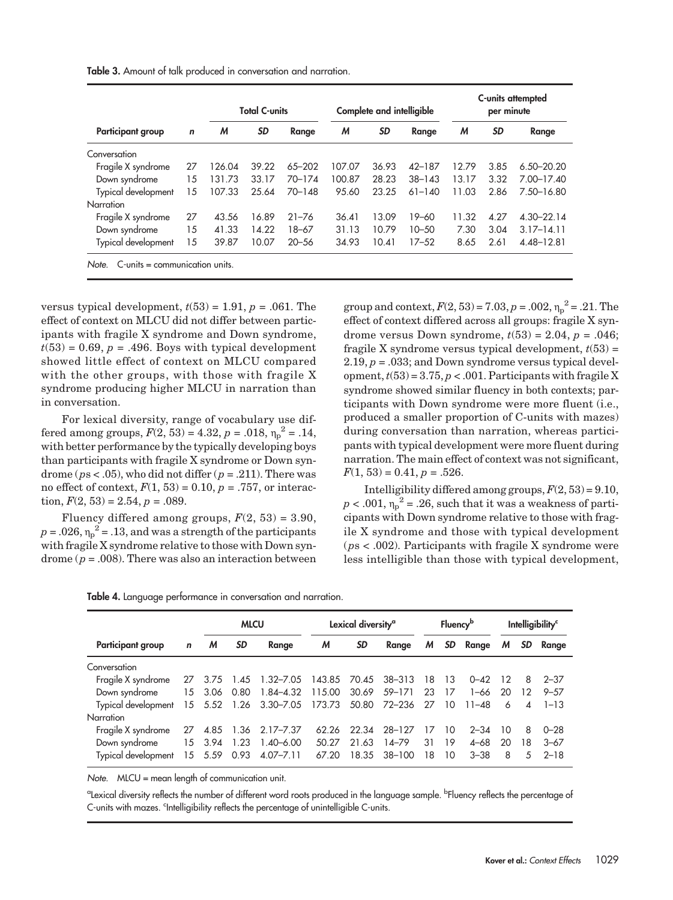**Table 3.** Amount of talk produced in conversation and narration.

| Participant group | *n* | Total C-units | | | Complete and intelligible | | | C-units attempted per minute | | |
|---|---|---|---|---|---|---|---|---|---|---|
| | | *M* | *SD* | Range | *M* | *SD* | Range | *M* | *SD* | Range |
| Conversation | | | | | | | | | | |
| Fragile X syndrome | 27 | 126.04 | 39.22 | 65–202 | 107.07 | 36.93 | 42–187 | 12.79 | 3.85 | 6.50–20.20 |
| Down syndrome | 15 | 131.73 | 33.17 | 70–174 | 100.87 | 28.23 | 38–143 | 13.17 | 3.32 | 7.00–17.40 |
| Typical development | 15 | 107.33 | 25.64 | 70–148 | 95.60 | 23.25 | 61–140 | 11.03 | 2.86 | 7.50–16.80 |
| Narration | | | | | | | | | | |
| Fragile X syndrome | 27 | 43.56 | 16.89 | 21–76 | 36.41 | 13.09 | 19–60 | 11.32 | 4.27 | 4.30–22.14 |
| Down syndrome | 15 | 41.33 | 14.22 | 18–67 | 31.13 | 10.79 | 10–50 | 7.30 | 3.04 | 3.17–14.11 |
| Typical development | 15 | 39.87 | 10.07 | 20–56 | 34.93 | 10.41 | 17–52 | 8.65 | 2.61 | 4.48–12.81 |

*Note.* C-units = communication units.

versus typical development, $t(53) = 1.91$, $p = .061$. The effect of context on MLCU did not differ between participants with fragile X syndrome and Down syndrome, $t(53) = 0.69$, $p = .496$. Boys with typical development showed little effect of context on MLCU compared with the other groups, with those with fragile X syndrome producing higher MLCU in narration than in conversation.

For lexical diversity, range of vocabulary use differed among groups, $F(2, 53) = 4.32$, $p = .018$, $\eta_p^2 = .14$, with better performance by the typically developing boys than participants with fragile X syndrome or Down syndrome ($ps < .05$), who did not differ ($p = .211$). There was no effect of context, $F(1, 53) = 0.10$, $p = .757$, or interaction, $F(2, 53) = 2.54$, $p = .089$.

Fluency differed among groups, $F(2, 53) = 3.90$, $p = .026$, $\eta_p^2 = .13$, and was a strength of the participants with fragile X syndrome relative to those with Down syndrome ($p = .008$). There was also an interaction between group and context, $F(2, 53) = 7.03$, $p = .002$, $\eta_p^2 = .21$. The effect of context differed across all groups: fragile X syndrome versus Down syndrome, $t(53) = 2.04$, $p = .046$; fragile X syndrome versus typical development, $t(53) = 2.19$, $p = .033$; and Down syndrome versus typical development, $t(53) = 3.75$, $p < .001$. Participants with fragile X syndrome showed similar fluency in both contexts; participants with Down syndrome were more fluent (i.e., produced a smaller proportion of C-units with mazes) during conversation than narration, whereas participants with typical development were more fluent during narration. The main effect of context was not significant, $F(1, 53) = 0.41$, $p = .526$.

Intelligibility differed among groups, $F(2, 53) = 9.10$, $p < .001$, $\eta_p^2 = .26$, such that it was a weakness of participants with Down syndrome relative to those with fragile X syndrome and those with typical development ($ps < .002$). Participants with fragile X syndrome were less intelligible than those with typical development,

**Table 4.** Language performance in conversation and narration.

| Participant group | *n* | MLCU | | | Lexical diversity[a] | | | Fluency[b] | | | Intelligibility[c] | | |
|---|---|---|---|---|---|---|---|---|---|---|---|---|---|
| | | *M* | *SD* | Range | *M* | *SD* | Range | *M* | *SD* | Range | *M* | *SD* | Range |
| Conversation | | | | | | | | | | | | | |
| Fragile X syndrome | 27 | 3.75 | 1.45 | 1.32–7.05 | 143.85 | 70.45 | 38–313 | 18 | 13 | 0–42 | 12 | 8 | 2–37 |
| Down syndrome | 15 | 3.06 | 0.80 | 1.84–4.32 | 115.00 | 30.69 | 59–171 | 23 | 17 | 1–66 | 20 | 12 | 9–57 |
| Typical development | 15 | 5.52 | 1.26 | 3.30–7.05 | 173.73 | 50.80 | 72–236 | 27 | 10 | 11–48 | 6 | 4 | 1–13 |
| Narration | | | | | | | | | | | | | |
| Fragile X syndrome | 27 | 4.85 | 1.36 | 2.17–7.37 | 62.26 | 22.34 | 28–127 | 17 | 10 | 2–34 | 10 | 8 | 0–28 |
| Down syndrome | 15 | 3.94 | 1.23 | 1.40–6.00 | 50.27 | 21.63 | 14–79 | 31 | 19 | 4–68 | 20 | 18 | 3–67 |
| Typical development | 15 | 5.59 | 0.93 | 4.07–7.11 | 67.20 | 18.35 | 38–100 | 18 | 10 | 3–38 | 8 | 5 | 2–18 |

*Note.* MLCU = mean length of communication unit.

[a]Lexical diversity reflects the number of different word roots produced in the language sample. [b]Fluency reflects the percentage of C-units with mazes. [c]Intelligibility reflects the percentage of unintelligible C-units.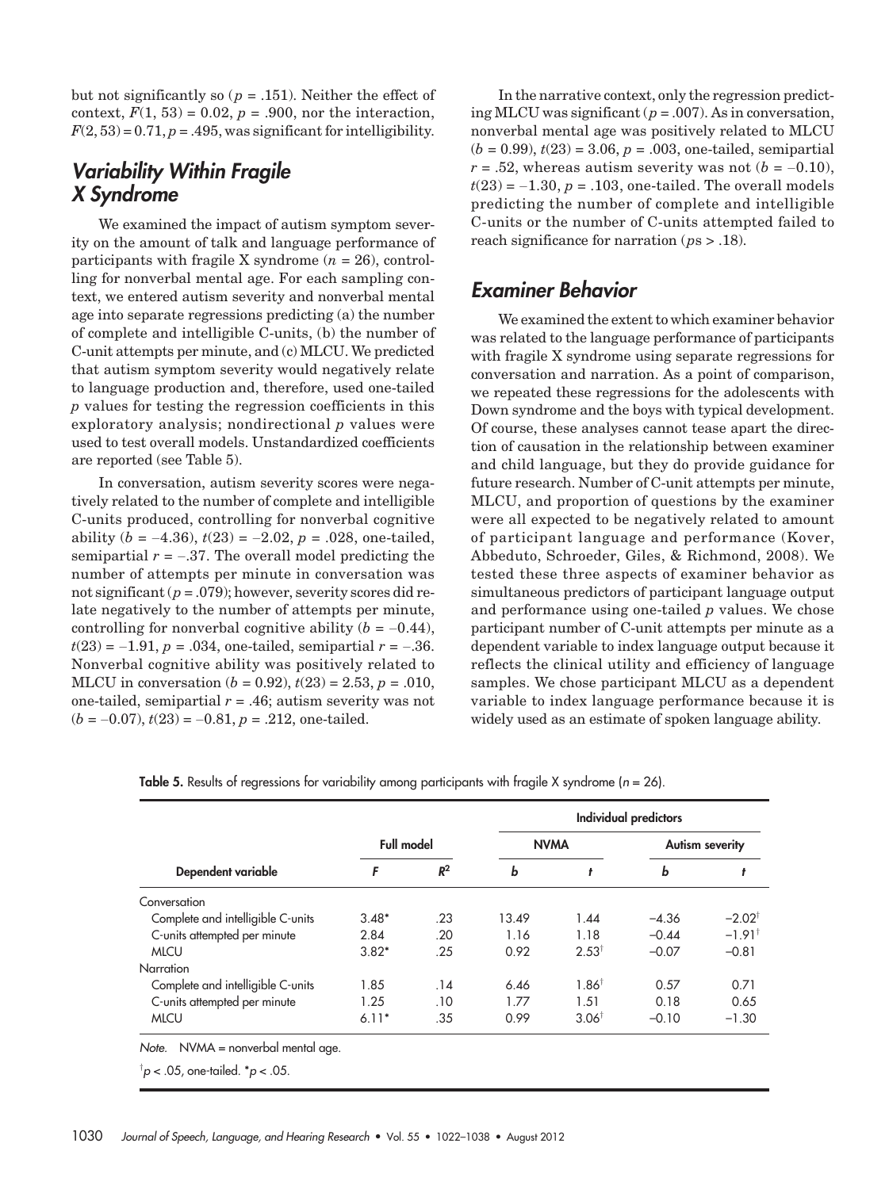but not significantly so ($p = .151$). Neither the effect of context, $F(1, 53) = 0.02$, $p = .900$, nor the interaction, $F(2, 53) = 0.71$, $p = .495$, was significant for intelligibility.

## Variability Within Fragile X Syndrome

We examined the impact of autism symptom severity on the amount of talk and language performance of participants with fragile X syndrome ($n = 26$), controlling for nonverbal mental age. For each sampling context, we entered autism severity and nonverbal mental age into separate regressions predicting (a) the number of complete and intelligible C-units, (b) the number of C-unit attempts per minute, and (c) MLCU. We predicted that autism symptom severity would negatively relate to language production and, therefore, used one-tailed $p$ values for testing the regression coefficients in this exploratory analysis; nondirectional $p$ values were used to test overall models. Unstandardized coefficients are reported (see Table 5).

In conversation, autism severity scores were negatively related to the number of complete and intelligible C-units produced, controlling for nonverbal cognitive ability ($b = -4.36$), $t(23) = -2.02$, $p = .028$, one-tailed, semipartial $r = -.37$. The overall model predicting the number of attempts per minute in conversation was not significant ($p = .079$); however, severity scores did relate negatively to the number of attempts per minute, controlling for nonverbal cognitive ability ($b = -0.44$), $t(23) = -1.91$, $p = .034$, one-tailed, semipartial $r = -.36$. Nonverbal cognitive ability was positively related to MLCU in conversation ($b = 0.92$), $t(23) = 2.53$, $p = .010$, one-tailed, semipartial $r = .46$; autism severity was not ($b = -0.07$), $t(23) = -0.81$, $p = .212$, one-tailed.

In the narrative context, only the regression predicting MLCU was significant ($p = .007$). As in conversation, nonverbal mental age was positively related to MLCU ($b = 0.99$), $t(23) = 3.06$, $p = .003$, one-tailed, semipartial $r = .52$, whereas autism severity was not ($b = -0.10$), $t(23) = -1.30$, $p = .103$, one-tailed. The overall models predicting the number of complete and intelligible C-units or the number of C-units attempted failed to reach significance for narration ($p$s > .18).

## Examiner Behavior

We examined the extent to which examiner behavior was related to the language performance of participants with fragile X syndrome using separate regressions for conversation and narration. As a point of comparison, we repeated these regressions for the adolescents with Down syndrome and the boys with typical development. Of course, these analyses cannot tease apart the direction of causation in the relationship between examiner and child language, but they do provide guidance for future research. Number of C-unit attempts per minute, MLCU, and proportion of questions by the examiner were all expected to be negatively related to amount of participant language and performance (Kover, Abbeduto, Schroeder, Giles, & Richmond, 2008). We tested these three aspects of examiner behavior as simultaneous predictors of participant language output and performance using one-tailed $p$ values. We chose participant number of C-unit attempts per minute as a dependent variable to index language output because it reflects the clinical utility and efficiency of language samples. We chose participant MLCU as a dependent variable to index language performance because it is widely used as an estimate of spoken language ability.

**Table 5.** Results of regressions for variability among participants with fragile X syndrome ($n = 26$).

| Dependent variable | Full model | | Individual predictors | | | |
|---|---|---|---|---|---|---|
| | | | NVMA | | Autism severity | |
| | $F$ | $R^2$ | $b$ | $t$ | $b$ | $t$ |
| Conversation | | | | | | |
| Complete and intelligible C-units | 3.48* | .23 | 13.49 | 1.44 | −4.36 | −2.02† |
| C-units attempted per minute | 2.84 | .20 | 1.16 | 1.18 | −0.44 | −1.91† |
| MLCU | 3.82* | .25 | 0.92 | 2.53† | −0.07 | −0.81 |
| Narration | | | | | | |
| Complete and intelligible C-units | 1.85 | .14 | 6.46 | 1.86† | 0.57 | 0.71 |
| C-units attempted per minute | 1.25 | .10 | 1.77 | 1.51 | 0.18 | 0.65 |
| MLCU | 6.11* | .35 | 0.99 | 3.06† | −0.10 | −1.30 |

*Note.* NVMA = nonverbal mental age.

†$p < .05$, one-tailed. *$p < .05$.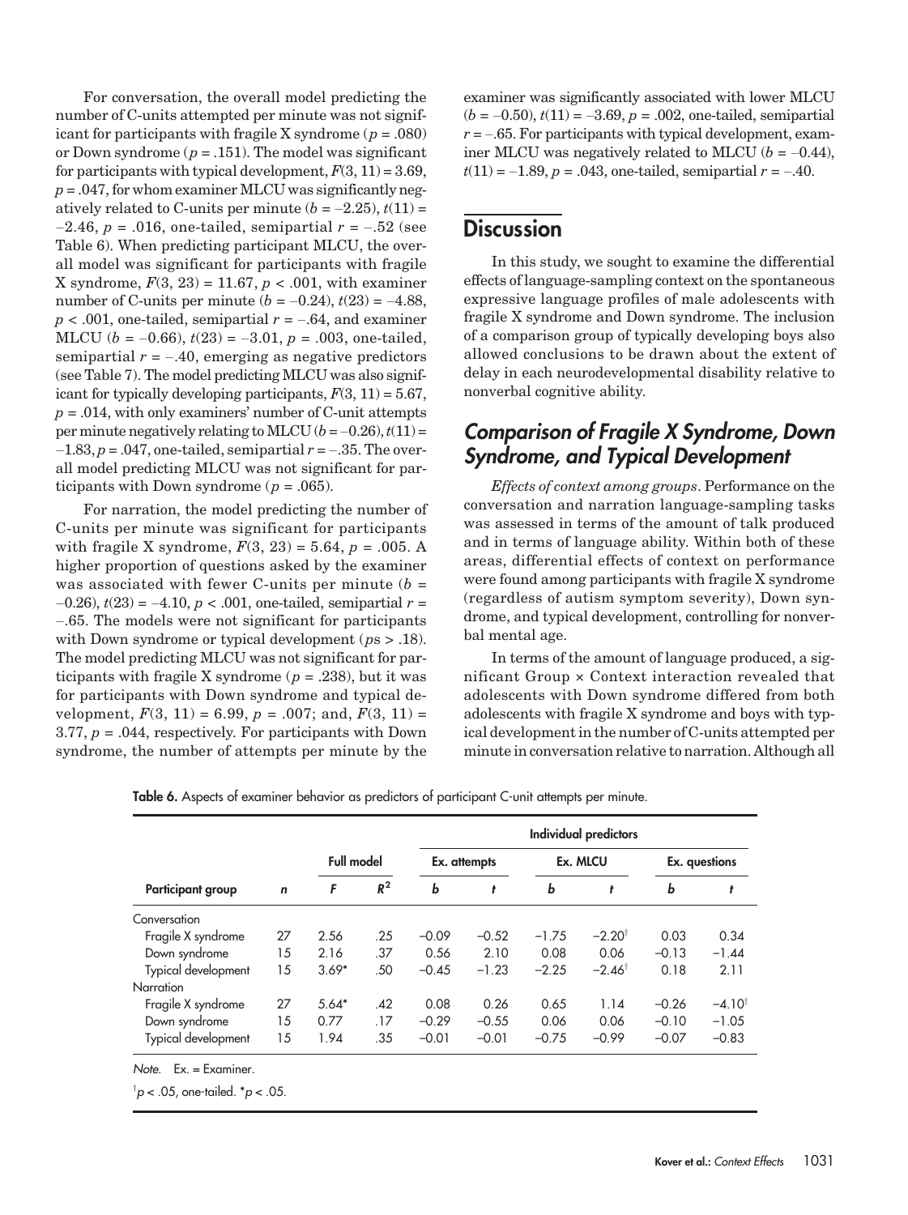For conversation, the overall model predicting the number of C-units attempted per minute was not significant for participants with fragile X syndrome ($p = .080$) or Down syndrome ($p = .151$). The model was significant for participants with typical development, $F(3, 11) = 3.69$, $p = .047$, for whom examiner MLCU was significantly negatively related to C-units per minute ($b = -2.25$), $t(11) = -2.46$, $p = .016$, one-tailed, semipartial $r = -.52$ (see Table 6). When predicting participant MLCU, the overall model was significant for participants with fragile X syndrome, $F(3, 23) = 11.67$, $p < .001$, with examiner number of C-units per minute ($b = -0.24$), $t(23) = -4.88$, $p < .001$, one-tailed, semipartial $r = -.64$, and examiner MLCU ($b = -0.66$), $t(23) = -3.01$, $p = .003$, one-tailed, semipartial $r = -.40$, emerging as negative predictors (see Table 7). The model predicting MLCU was also significant for typically developing participants, $F(3, 11) = 5.67$, $p = .014$, with only examiners' number of C-unit attempts per minute negatively relating to MLCU ($b = -0.26$), $t(11) = -1.83$, $p = .047$, one-tailed, semipartial $r = -.35$. The overall model predicting MLCU was not significant for participants with Down syndrome ($p = .065$).

For narration, the model predicting the number of C-units per minute was significant for participants with fragile X syndrome, $F(3, 23) = 5.64$, $p = .005$. A higher proportion of questions asked by the examiner was associated with fewer C-units per minute ($b = -0.26$), $t(23) = -4.10$, $p < .001$, one-tailed, semipartial $r = -.65$. The models were not significant for participants with Down syndrome or typical development ($p$s $> .18$). The model predicting MLCU was not significant for participants with fragile X syndrome ($p = .238$), but it was for participants with Down syndrome and typical development, $F(3, 11) = 6.99$, $p = .007$; and, $F(3, 11) = 3.77$, $p = .044$, respectively. For participants with Down syndrome, the number of attempts per minute by the examiner was significantly associated with lower MLCU ($b = -0.50$), $t(11) = -3.69$, $p = .002$, one-tailed, semipartial $r = -.65$. For participants with typical development, examiner MLCU was negatively related to MLCU ($b = -0.44$), $t(11) = -1.89$, $p = .043$, one-tailed, semipartial $r = -.40$.

## Discussion

In this study, we sought to examine the differential effects of language-sampling context on the spontaneous expressive language profiles of male adolescents with fragile X syndrome and Down syndrome. The inclusion of a comparison group of typically developing boys also allowed conclusions to be drawn about the extent of delay in each neurodevelopmental disability relative to nonverbal cognitive ability.

### *Comparison of Fragile X Syndrome, Down Syndrome, and Typical Development*

*Effects of context among groups*. Performance on the conversation and narration language-sampling tasks was assessed in terms of the amount of talk produced and in terms of language ability. Within both of these areas, differential effects of context on performance were found among participants with fragile X syndrome (regardless of autism symptom severity), Down syndrome, and typical development, controlling for nonverbal mental age.

In terms of the amount of language produced, a significant Group × Context interaction revealed that adolescents with Down syndrome differed from both adolescents with fragile X syndrome and boys with typical development in the number of C-units attempted per minute in conversation relative to narration. Although all

**Table 6.** Aspects of examiner behavior as predictors of participant C-unit attempts per minute.

| | | Full model | | Individual predictors | | | | | |
|---|---|---|---|---|---|---|---|---|---|
| | | | | Ex. attempts | | Ex. MLCU | | Ex. questions | |
| Participant group | $n$ | $F$ | $R^2$ | $b$ | $t$ | $b$ | $t$ | $b$ | $t$ |
| Conversation | | | | | | | | | |
| Fragile X syndrome | 27 | 2.56 | .25 | −0.09 | −0.52 | −1.75 | $-2.20^{\dagger}$ | 0.03 | 0.34 |
| Down syndrome | 15 | 2.16 | .37 | 0.56 | 2.10 | 0.08 | 0.06 | −0.13 | −1.44 |
| Typical development | 15 | 3.69* | .50 | −0.45 | −1.23 | −2.25 | $-2.46^{\dagger}$ | 0.18 | 2.11 |
| Narration | | | | | | | | | |
| Fragile X syndrome | 27 | 5.64* | .42 | 0.08 | 0.26 | 0.65 | 1.14 | −0.26 | $-4.10^{\dagger}$ |
| Down syndrome | 15 | 0.77 | .17 | −0.29 | −0.55 | 0.06 | 0.06 | −0.10 | −1.05 |
| Typical development | 15 | 1.94 | .35 | −0.01 | −0.01 | −0.75 | −0.99 | −0.07 | −0.83 |

*Note.* Ex. = Examiner.

$^{\dagger}p < .05$, one-tailed. $^{*}p < .05$.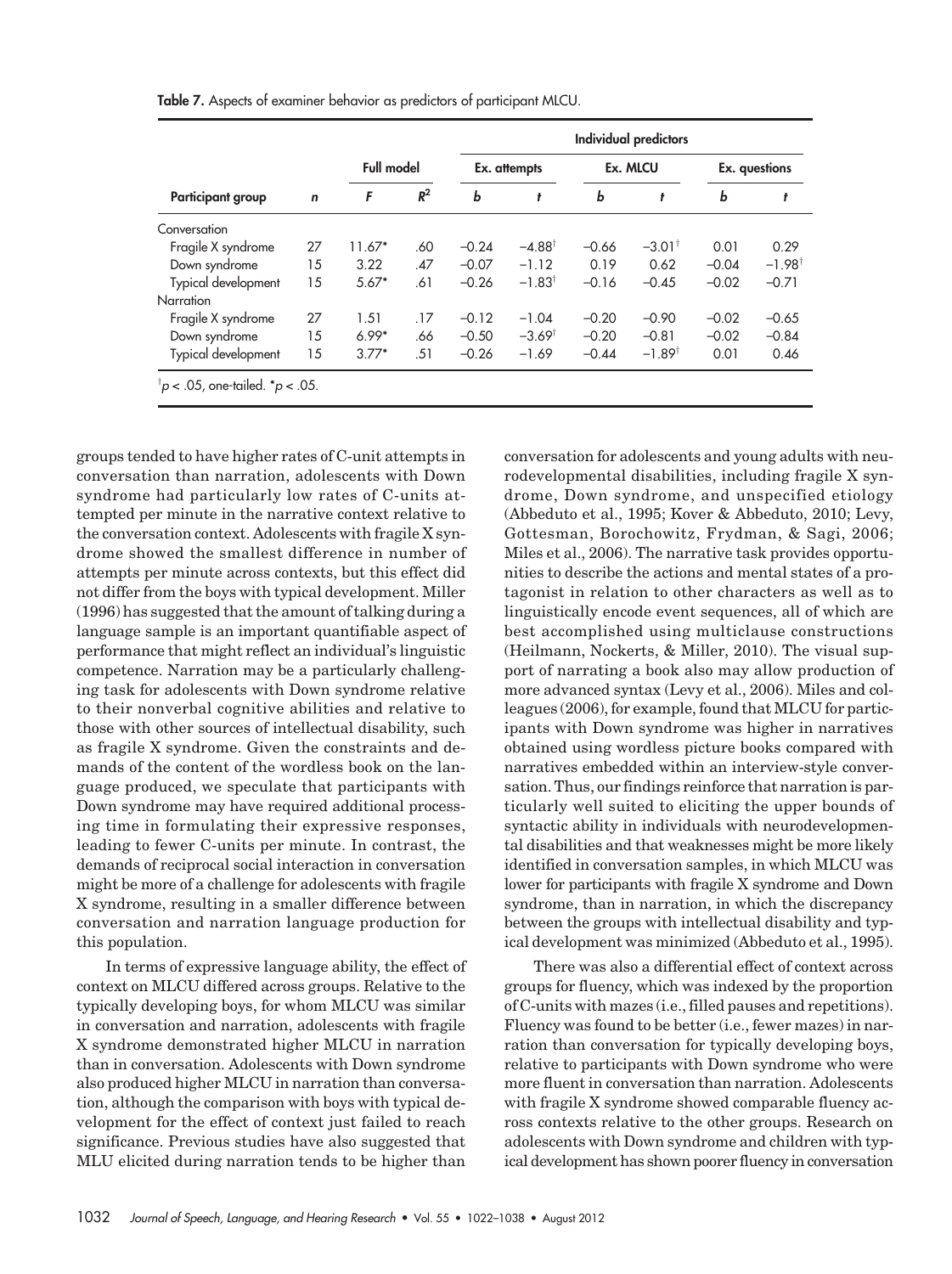**Table 7.** Aspects of examiner behavior as predictors of participant MLCU.

| | | Full model | | Individual predictors | | | | | |
|---|---|---|---|---|---|---|---|---|---|
| | | | | Ex. attempts | | Ex. MLCU | | Ex. questions | |
| Participant group | $n$ | $F$ | $R^2$ | $b$ | $t$ | $b$ | $t$ | $b$ | $t$ |
| Conversation | | | | | | | | | |
| Fragile X syndrome | 27 | 11.67* | .60 | −0.24 | −4.88† | −0.66 | −3.01† | 0.01 | 0.29 |
| Down syndrome | 15 | 3.22 | .47 | −0.07 | −1.12 | 0.19 | 0.62 | −0.04 | −1.98† |
| Typical development | 15 | 5.67* | .61 | −0.26 | −1.83† | −0.16 | −0.45 | −0.02 | −0.71 |
| Narration | | | | | | | | | |
| Fragile X syndrome | 27 | 1.51 | .17 | −0.12 | −1.04 | −0.20 | −0.90 | −0.02 | −0.65 |
| Down syndrome | 15 | 6.99* | .66 | −0.50 | −3.69† | −0.20 | −0.81 | −0.02 | −0.84 |
| Typical development | 15 | 3.77* | .51 | −0.26 | −1.69 | −0.44 | −1.89† | 0.01 | 0.46 |

†$p < .05$, one-tailed. *$p < .05$.

groups tended to have higher rates of C-unit attempts in conversation than narration, adolescents with Down syndrome had particularly low rates of C-units attempted per minute in the narrative context relative to the conversation context. Adolescents with fragile X syndrome showed the smallest difference in number of attempts per minute across contexts, but this effect did not differ from the boys with typical development. Miller (1996) has suggested that the amount of talking during a language sample is an important quantifiable aspect of performance that might reflect an individual's linguistic competence. Narration may be a particularly challenging task for adolescents with Down syndrome relative to their nonverbal cognitive abilities and relative to those with other sources of intellectual disability, such as fragile X syndrome. Given the constraints and demands of the content of the wordless book on the language produced, we speculate that participants with Down syndrome may have required additional processing time in formulating their expressive responses, leading to fewer C-units per minute. In contrast, the demands of reciprocal social interaction in conversation might be more of a challenge for adolescents with fragile X syndrome, resulting in a smaller difference between conversation and narration language production for this population.

In terms of expressive language ability, the effect of context on MLCU differed across groups. Relative to the typically developing boys, for whom MLCU was similar in conversation and narration, adolescents with fragile X syndrome demonstrated higher MLCU in narration than in conversation. Adolescents with Down syndrome also produced higher MLCU in narration than conversation, although the comparison with boys with typical development for the effect of context just failed to reach significance. Previous studies have also suggested that MLU elicited during narration tends to be higher than conversation for adolescents and young adults with neurodevelopmental disabilities, including fragile X syndrome, Down syndrome, and unspecified etiology (Abbeduto et al., 1995; Kover & Abbeduto, 2010; Levy, Gottesman, Borochowitz, Frydman, & Sagi, 2006; Miles et al., 2006). The narrative task provides opportunities to describe the actions and mental states of a protagonist in relation to other characters as well as to linguistically encode event sequences, all of which are best accomplished using multiclause constructions (Heilmann, Nockerts, & Miller, 2010). The visual support of narrating a book also may allow production of more advanced syntax (Levy et al., 2006). Miles and colleagues (2006), for example, found that MLCU for participants with Down syndrome was higher in narratives obtained using wordless picture books compared with narratives embedded within an interview-style conversation. Thus, our findings reinforce that narration is particularly well suited to eliciting the upper bounds of syntactic ability in individuals with neurodevelopmental disabilities and that weaknesses might be more likely identified in conversation samples, in which MLCU was lower for participants with fragile X syndrome and Down syndrome, than in narration, in which the discrepancy between the groups with intellectual disability and typical development was minimized (Abbeduto et al., 1995).

There was also a differential effect of context across groups for fluency, which was indexed by the proportion of C-units with mazes (i.e., filled pauses and repetitions). Fluency was found to be better (i.e., fewer mazes) in narration than conversation for typically developing boys, relative to participants with Down syndrome who were more fluent in conversation than narration. Adolescents with fragile X syndrome showed comparable fluency across contexts relative to the other groups. Research on adolescents with Down syndrome and children with typical development has shown poorer fluency in conversation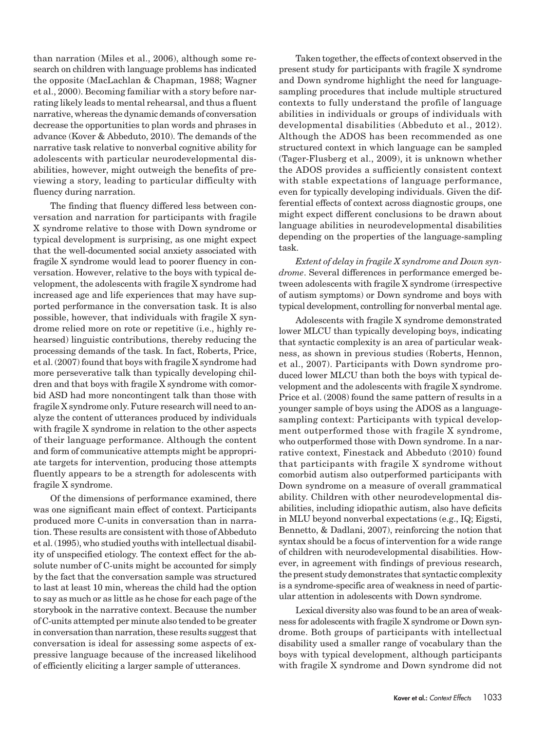than narration (Miles et al., 2006), although some research on children with language problems has indicated the opposite (MacLachlan & Chapman, 1988; Wagner et al., 2000). Becoming familiar with a story before narrating likely leads to mental rehearsal, and thus a fluent narrative, whereas the dynamic demands of conversation decrease the opportunities to plan words and phrases in advance (Kover & Abbeduto, 2010). The demands of the narrative task relative to nonverbal cognitive ability for adolescents with particular neurodevelopmental disabilities, however, might outweigh the benefits of previewing a story, leading to particular difficulty with fluency during narration.

The finding that fluency differed less between conversation and narration for participants with fragile X syndrome relative to those with Down syndrome or typical development is surprising, as one might expect that the well-documented social anxiety associated with fragile X syndrome would lead to poorer fluency in conversation. However, relative to the boys with typical development, the adolescents with fragile X syndrome had increased age and life experiences that may have supported performance in the conversation task. It is also possible, however, that individuals with fragile X syndrome relied more on rote or repetitive (i.e., highly rehearsed) linguistic contributions, thereby reducing the processing demands of the task. In fact, Roberts, Price, et al. (2007) found that boys with fragile X syndrome had more perseverative talk than typically developing children and that boys with fragile X syndrome with comorbid ASD had more noncontingent talk than those with fragile X syndrome only. Future research will need to analyze the content of utterances produced by individuals with fragile X syndrome in relation to the other aspects of their language performance. Although the content and form of communicative attempts might be appropriate targets for intervention, producing those attempts fluently appears to be a strength for adolescents with fragile X syndrome.

Of the dimensions of performance examined, there was one significant main effect of context. Participants produced more C-units in conversation than in narration. These results are consistent with those of Abbeduto et al. (1995), who studied youths with intellectual disability of unspecified etiology. The context effect for the absolute number of C-units might be accounted for simply by the fact that the conversation sample was structured to last at least 10 min, whereas the child had the option to say as much or as little as he chose for each page of the storybook in the narrative context. Because the number of C-units attempted per minute also tended to be greater in conversation than narration, these results suggest that conversation is ideal for assessing some aspects of expressive language because of the increased likelihood of efficiently eliciting a larger sample of utterances.

Taken together, the effects of context observed in the present study for participants with fragile X syndrome and Down syndrome highlight the need for language-sampling procedures that include multiple structured contexts to fully understand the profile of language abilities in individuals or groups of individuals with developmental disabilities (Abbeduto et al., 2012). Although the ADOS has been recommended as one structured context in which language can be sampled (Tager-Flusberg et al., 2009), it is unknown whether the ADOS provides a sufficiently consistent context with stable expectations of language performance, even for typically developing individuals. Given the differential effects of context across diagnostic groups, one might expect different conclusions to be drawn about language abilities in neurodevelopmental disabilities depending on the properties of the language-sampling task.

*Extent of delay in fragile X syndrome and Down syndrome*. Several differences in performance emerged between adolescents with fragile X syndrome (irrespective of autism symptoms) or Down syndrome and boys with typical development, controlling for nonverbal mental age.

Adolescents with fragile X syndrome demonstrated lower MLCU than typically developing boys, indicating that syntactic complexity is an area of particular weakness, as shown in previous studies (Roberts, Hennon, et al., 2007). Participants with Down syndrome produced lower MLCU than both the boys with typical development and the adolescents with fragile X syndrome. Price et al. (2008) found the same pattern of results in a younger sample of boys using the ADOS as a language-sampling context: Participants with typical development outperformed those with fragile X syndrome, who outperformed those with Down syndrome. In a narrative context, Finestack and Abbeduto (2010) found that participants with fragile X syndrome without comorbid autism also outperformed participants with Down syndrome on a measure of overall grammatical ability. Children with other neurodevelopmental disabilities, including idiopathic autism, also have deficits in MLU beyond nonverbal expectations (e.g., IQ; Eigsti, Bennetto, & Dadlani, 2007), reinforcing the notion that syntax should be a focus of intervention for a wide range of children with neurodevelopmental disabilities. However, in agreement with findings of previous research, the present study demonstrates that syntactic complexity is a syndrome-specific area of weakness in need of particular attention in adolescents with Down syndrome.

Lexical diversity also was found to be an area of weakness for adolescents with fragile X syndrome or Down syndrome. Both groups of participants with intellectual disability used a smaller range of vocabulary than the boys with typical development, although participants with fragile X syndrome and Down syndrome did not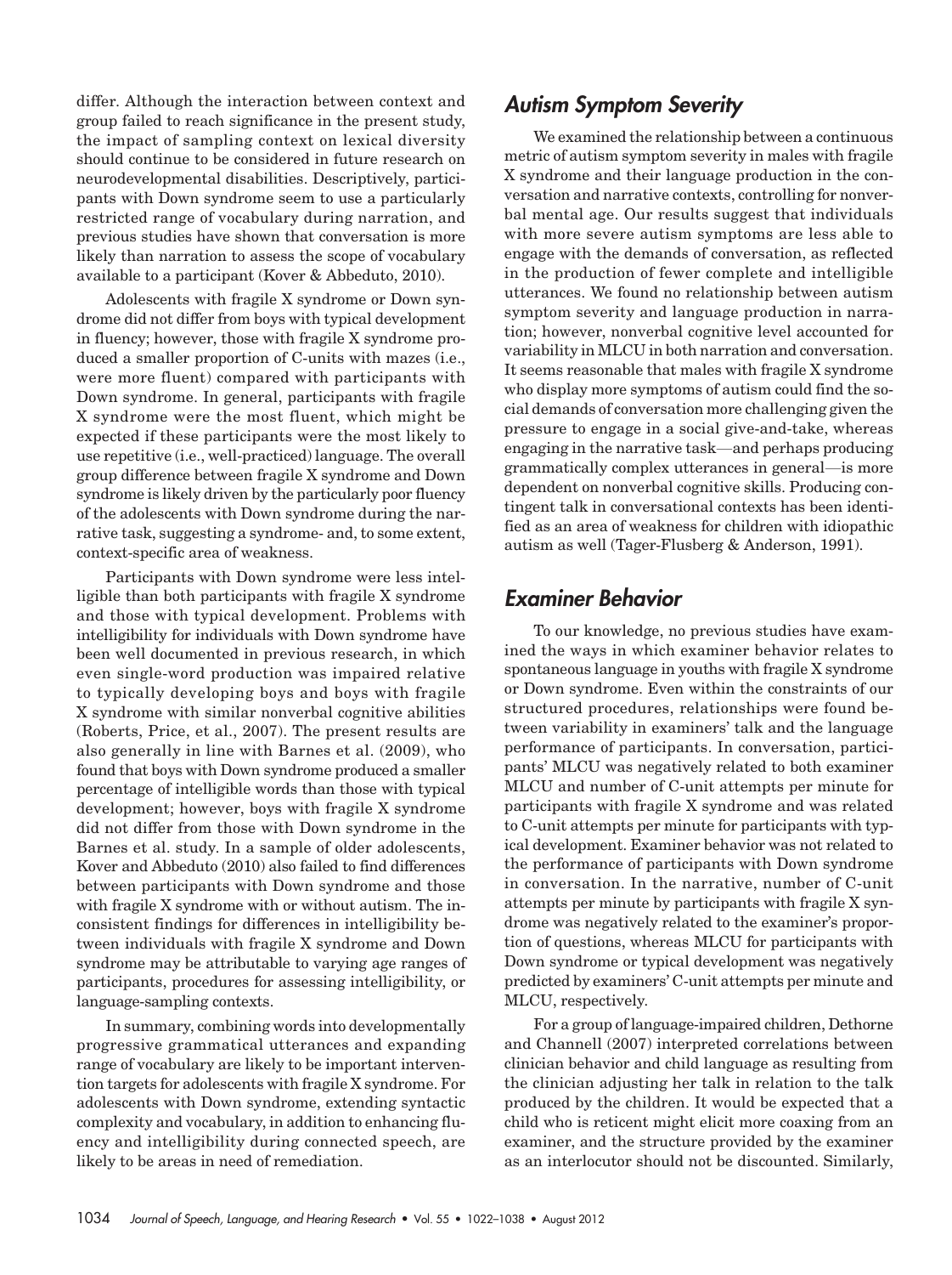differ. Although the interaction between context and group failed to reach significance in the present study, the impact of sampling context on lexical diversity should continue to be considered in future research on neurodevelopmental disabilities. Descriptively, participants with Down syndrome seem to use a particularly restricted range of vocabulary during narration, and previous studies have shown that conversation is more likely than narration to assess the scope of vocabulary available to a participant (Kover & Abbeduto, 2010).

Adolescents with fragile X syndrome or Down syndrome did not differ from boys with typical development in fluency; however, those with fragile X syndrome produced a smaller proportion of C-units with mazes (i.e., were more fluent) compared with participants with Down syndrome. In general, participants with fragile X syndrome were the most fluent, which might be expected if these participants were the most likely to use repetitive (i.e., well-practiced) language. The overall group difference between fragile X syndrome and Down syndrome is likely driven by the particularly poor fluency of the adolescents with Down syndrome during the narrative task, suggesting a syndrome- and, to some extent, context-specific area of weakness.

Participants with Down syndrome were less intelligible than both participants with fragile X syndrome and those with typical development. Problems with intelligibility for individuals with Down syndrome have been well documented in previous research, in which even single-word production was impaired relative to typically developing boys and boys with fragile X syndrome with similar nonverbal cognitive abilities (Roberts, Price, et al., 2007). The present results are also generally in line with Barnes et al. (2009), who found that boys with Down syndrome produced a smaller percentage of intelligible words than those with typical development; however, boys with fragile X syndrome did not differ from those with Down syndrome in the Barnes et al. study. In a sample of older adolescents, Kover and Abbeduto (2010) also failed to find differences between participants with Down syndrome and those with fragile X syndrome with or without autism. The inconsistent findings for differences in intelligibility between individuals with fragile X syndrome and Down syndrome may be attributable to varying age ranges of participants, procedures for assessing intelligibility, or language-sampling contexts.

In summary, combining words into developmentally progressive grammatical utterances and expanding range of vocabulary are likely to be important intervention targets for adolescents with fragile X syndrome. For adolescents with Down syndrome, extending syntactic complexity and vocabulary, in addition to enhancing fluency and intelligibility during connected speech, are likely to be areas in need of remediation.

## Autism Symptom Severity

We examined the relationship between a continuous metric of autism symptom severity in males with fragile X syndrome and their language production in the conversation and narrative contexts, controlling for nonverbal mental age. Our results suggest that individuals with more severe autism symptoms are less able to engage with the demands of conversation, as reflected in the production of fewer complete and intelligible utterances. We found no relationship between autism symptom severity and language production in narration; however, nonverbal cognitive level accounted for variability in MLCU in both narration and conversation. It seems reasonable that males with fragile X syndrome who display more symptoms of autism could find the social demands of conversation more challenging given the pressure to engage in a social give-and-take, whereas engaging in the narrative task—and perhaps producing grammatically complex utterances in general—is more dependent on nonverbal cognitive skills. Producing contingent talk in conversational contexts has been identified as an area of weakness for children with idiopathic autism as well (Tager-Flusberg & Anderson, 1991).

## Examiner Behavior

To our knowledge, no previous studies have examined the ways in which examiner behavior relates to spontaneous language in youths with fragile X syndrome or Down syndrome. Even within the constraints of our structured procedures, relationships were found between variability in examiners' talk and the language performance of participants. In conversation, participants' MLCU was negatively related to both examiner MLCU and number of C-unit attempts per minute for participants with fragile X syndrome and was related to C-unit attempts per minute for participants with typical development. Examiner behavior was not related to the performance of participants with Down syndrome in conversation. In the narrative, number of C-unit attempts per minute by participants with fragile X syndrome was negatively related to the examiner's proportion of questions, whereas MLCU for participants with Down syndrome or typical development was negatively predicted by examiners' C-unit attempts per minute and MLCU, respectively.

For a group of language-impaired children, Dethorne and Channell (2007) interpreted correlations between clinician behavior and child language as resulting from the clinician adjusting her talk in relation to the talk produced by the children. It would be expected that a child who is reticent might elicit more coaxing from an examiner, and the structure provided by the examiner as an interlocutor should not be discounted. Similarly,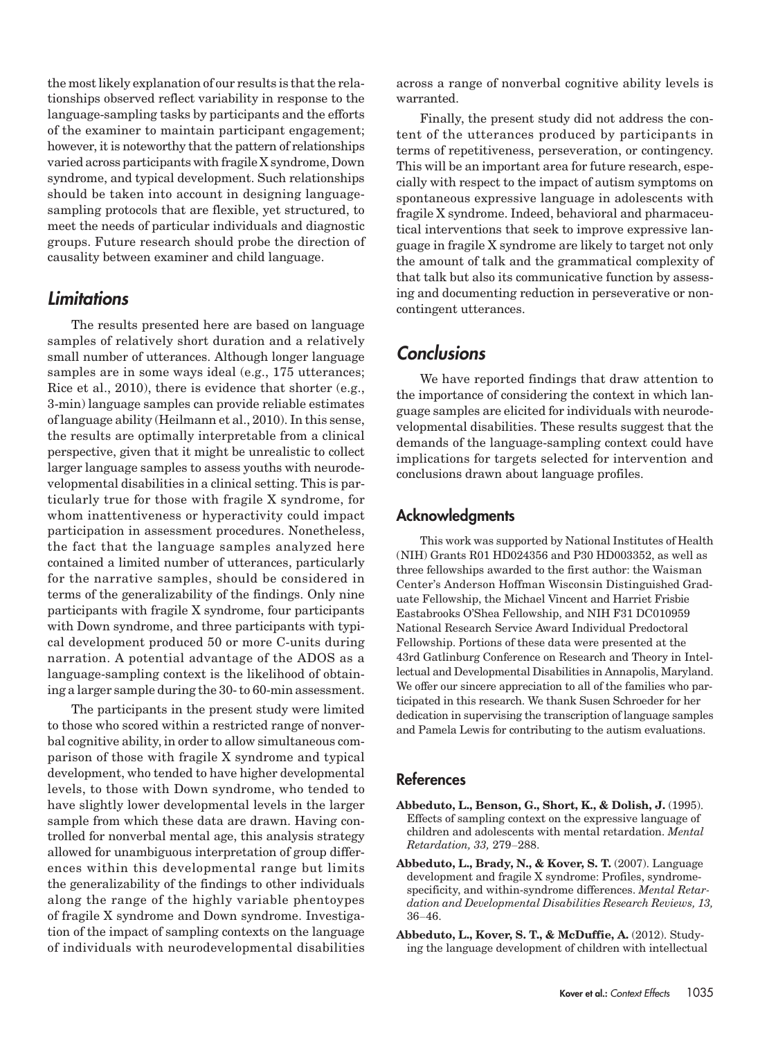the most likely explanation of our results is that the relationships observed reflect variability in response to the language-sampling tasks by participants and the efforts of the examiner to maintain participant engagement; however, it is noteworthy that the pattern of relationships varied across participants with fragile X syndrome, Down syndrome, and typical development. Such relationships should be taken into account in designing language-sampling protocols that are flexible, yet structured, to meet the needs of particular individuals and diagnostic groups. Future research should probe the direction of causality between examiner and child language.

## Limitations

The results presented here are based on language samples of relatively short duration and a relatively small number of utterances. Although longer language samples are in some ways ideal (e.g., 175 utterances; Rice et al., 2010), there is evidence that shorter (e.g., 3-min) language samples can provide reliable estimates of language ability (Heilmann et al., 2010). In this sense, the results are optimally interpretable from a clinical perspective, given that it might be unrealistic to collect larger language samples to assess youths with neurodevelopmental disabilities in a clinical setting. This is particularly true for those with fragile X syndrome, for whom inattentiveness or hyperactivity could impact participation in assessment procedures. Nonetheless, the fact that the language samples analyzed here contained a limited number of utterances, particularly for the narrative samples, should be considered in terms of the generalizability of the findings. Only nine participants with fragile X syndrome, four participants with Down syndrome, and three participants with typical development produced 50 or more C-units during narration. A potential advantage of the ADOS as a language-sampling context is the likelihood of obtaining a larger sample during the 30- to 60-min assessment.

The participants in the present study were limited to those who scored within a restricted range of nonverbal cognitive ability, in order to allow simultaneous comparison of those with fragile X syndrome and typical development, who tended to have higher developmental levels, to those with Down syndrome, who tended to have slightly lower developmental levels in the larger sample from which these data are drawn. Having controlled for nonverbal mental age, this analysis strategy allowed for unambiguous interpretation of group differences within this developmental range but limits the generalizability of the findings to other individuals along the range of the highly variable phentoypes of fragile X syndrome and Down syndrome. Investigation of the impact of sampling contexts on the language of individuals with neurodevelopmental disabilities across a range of nonverbal cognitive ability levels is warranted.

Finally, the present study did not address the content of the utterances produced by participants in terms of repetitiveness, perseveration, or contingency. This will be an important area for future research, especially with respect to the impact of autism symptoms on spontaneous expressive language in adolescents with fragile X syndrome. Indeed, behavioral and pharmaceutical interventions that seek to improve expressive language in fragile X syndrome are likely to target not only the amount of talk and the grammatical complexity of that talk but also its communicative function by assessing and documenting reduction in perseverative or noncontingent utterances.

## Conclusions

We have reported findings that draw attention to the importance of considering the context in which language samples are elicited for individuals with neurodevelopmental disabilities. These results suggest that the demands of the language-sampling context could have implications for targets selected for intervention and conclusions drawn about language profiles.

### Acknowledgments

This work was supported by National Institutes of Health (NIH) Grants R01 HD024356 and P30 HD003352, as well as three fellowships awarded to the first author: the Waisman Center's Anderson Hoffman Wisconsin Distinguished Graduate Fellowship, the Michael Vincent and Harriet Frisbie Eastabrooks O'Shea Fellowship, and NIH F31 DC010959 National Research Service Award Individual Predoctoral Fellowship. Portions of these data were presented at the 43rd Gatlinburg Conference on Research and Theory in Intellectual and Developmental Disabilities in Annapolis, Maryland. We offer our sincere appreciation to all of the families who participated in this research. We thank Susen Schroeder for her dedication in supervising the transcription of language samples and Pamela Lewis for contributing to the autism evaluations.

### References

**Abbeduto, L., Benson, G., Short, K., & Dolish, J.** (1995). Effects of sampling context on the expressive language of children and adolescents with mental retardation. *Mental Retardation, 33,* 279–288.

**Abbeduto, L., Brady, N., & Kover, S. T.** (2007). Language development and fragile X syndrome: Profiles, syndrome-specificity, and within-syndrome differences. *Mental Retardation and Developmental Disabilities Research Reviews, 13,* 36–46.

**Abbeduto, L., Kover, S. T., & McDuffie, A.** (2012). Studying the language development of children with intellectual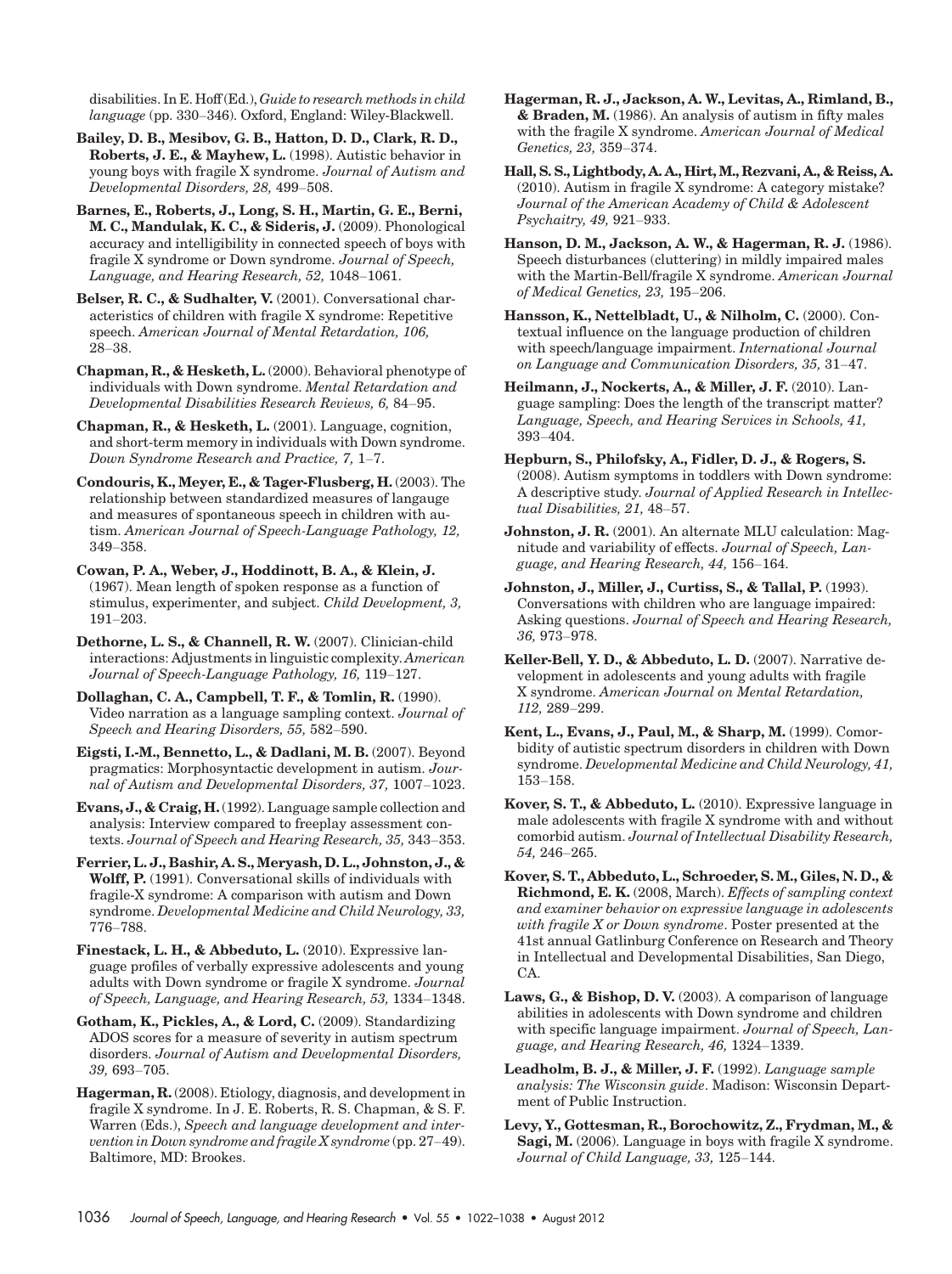disabilities. In E. Hoff (Ed.), *Guide to research methods in child language* (pp. 330–346). Oxford, England: Wiley-Blackwell.

**Bailey, D. B., Mesibov, G. B., Hatton, D. D., Clark, R. D., Roberts, J. E., & Mayhew, L.** (1998). Autistic behavior in young boys with fragile X syndrome. *Journal of Autism and Developmental Disorders, 28,* 499–508.

**Barnes, E., Roberts, J., Long, S. H., Martin, G. E., Berni, M. C., Mandulak, K. C., & Sideris, J.** (2009). Phonological accuracy and intelligibility in connected speech of boys with fragile X syndrome or Down syndrome. *Journal of Speech, Language, and Hearing Research, 52,* 1048–1061.

**Belser, R. C., & Sudhalter, V.** (2001). Conversational characteristics of children with fragile X syndrome: Repetitive speech. *American Journal of Mental Retardation, 106,* 28–38.

**Chapman, R., & Hesketh, L.** (2000). Behavioral phenotype of individuals with Down syndrome. *Mental Retardation and Developmental Disabilities Research Reviews, 6,* 84–95.

**Chapman, R., & Hesketh, L.** (2001). Language, cognition, and short-term memory in individuals with Down syndrome. *Down Syndrome Research and Practice, 7,* 1–7.

**Condouris, K., Meyer, E., & Tager-Flusberg, H.** (2003). The relationship between standardized measures of langauge and measures of spontaneous speech in children with autism. *American Journal of Speech-Language Pathology, 12,* 349–358.

**Cowan, P. A., Weber, J., Hoddinott, B. A., & Klein, J.** (1967). Mean length of spoken response as a function of stimulus, experimenter, and subject. *Child Development, 3,* 191–203.

**Dethorne, L. S., & Channell, R. W.** (2007). Clinician-child interactions: Adjustments in linguistic complexity. *American Journal of Speech-Language Pathology, 16,* 119–127.

**Dollaghan, C. A., Campbell, T. F., & Tomlin, R.** (1990). Video narration as a language sampling context. *Journal of Speech and Hearing Disorders, 55,* 582–590.

**Eigsti, I.-M., Bennetto, L., & Dadlani, M. B.** (2007). Beyond pragmatics: Morphosyntactic development in autism. *Journal of Autism and Developmental Disorders, 37,* 1007–1023.

**Evans, J., & Craig, H.** (1992). Language sample collection and analysis: Interview compared to freeplay assessment contexts. *Journal of Speech and Hearing Research, 35,* 343–353.

**Ferrier, L. J., Bashir, A. S., Meryash, D. L., Johnston, J., & Wolff, P.** (1991). Conversational skills of individuals with fragile-X syndrome: A comparison with autism and Down syndrome. *Developmental Medicine and Child Neurology, 33,* 776–788.

**Finestack, L. H., & Abbeduto, L.** (2010). Expressive language profiles of verbally expressive adolescents and young adults with Down syndrome or fragile X syndrome. *Journal of Speech, Language, and Hearing Research, 53,* 1334–1348.

**Gotham, K., Pickles, A., & Lord, C.** (2009). Standardizing ADOS scores for a measure of severity in autism spectrum disorders. *Journal of Autism and Developmental Disorders, 39,* 693–705.

**Hagerman, R.** (2008). Etiology, diagnosis, and development in fragile X syndrome. In J. E. Roberts, R. S. Chapman, & S. F. Warren (Eds.), *Speech and language development and intervention in Down syndrome and fragile X syndrome* (pp. 27–49). Baltimore, MD: Brookes.

**Hagerman, R. J., Jackson, A. W., Levitas, A., Rimland, B., & Braden, M.** (1986). An analysis of autism in fifty males with the fragile X syndrome. *American Journal of Medical Genetics, 23,* 359–374.

**Hall, S. S., Lightbody, A. A., Hirt, M., Rezvani, A., & Reiss, A.** (2010). Autism in fragile X syndrome: A category mistake? *Journal of the American Academy of Child & Adolescent Psychaitry, 49,* 921–933.

**Hanson, D. M., Jackson, A. W., & Hagerman, R. J.** (1986). Speech disturbances (cluttering) in mildly impaired males with the Martin-Bell/fragile X syndrome. *American Journal of Medical Genetics, 23,* 195–206.

**Hansson, K., Nettelbladt, U., & Nilholm, C.** (2000). Contextual influence on the language production of children with speech/language impairment. *International Journal on Language and Communication Disorders, 35,* 31–47.

**Heilmann, J., Nockerts, A., & Miller, J. F.** (2010). Language sampling: Does the length of the transcript matter? *Language, Speech, and Hearing Services in Schools, 41,* 393–404.

**Hepburn, S., Philofsky, A., Fidler, D. J., & Rogers, S.** (2008). Autism symptoms in toddlers with Down syndrome: A descriptive study. *Journal of Applied Research in Intellectual Disabilities, 21,* 48–57.

**Johnston, J. R.** (2001). An alternate MLU calculation: Magnitude and variability of effects. *Journal of Speech, Language, and Hearing Research, 44,* 156–164.

**Johnston, J., Miller, J., Curtiss, S., & Tallal, P.** (1993). Conversations with children who are language impaired: Asking questions. *Journal of Speech and Hearing Research, 36,* 973–978.

**Keller-Bell, Y. D., & Abbeduto, L. D.** (2007). Narrative development in adolescents and young adults with fragile X syndrome. *American Journal on Mental Retardation, 112,* 289–299.

**Kent, L., Evans, J., Paul, M., & Sharp, M.** (1999). Comorbidity of autistic spectrum disorders in children with Down syndrome. *Developmental Medicine and Child Neurology, 41,* 153–158.

**Kover, S. T., & Abbeduto, L.** (2010). Expressive language in male adolescents with fragile X syndrome with and without comorbid autism. *Journal of Intellectual Disability Research, 54,* 246–265.

**Kover, S. T., Abbeduto, L., Schroeder, S. M., Giles, N. D., & Richmond, E. K.** (2008, March). *Effects of sampling context and examiner behavior on expressive language in adolescents with fragile X or Down syndrome*. Poster presented at the 41st annual Gatlinburg Conference on Research and Theory in Intellectual and Developmental Disabilities, San Diego, CA.

**Laws, G., & Bishop, D. V.** (2003). A comparison of language abilities in adolescents with Down syndrome and children with specific language impairment. *Journal of Speech, Language, and Hearing Research, 46,* 1324–1339.

**Leadholm, B. J., & Miller, J. F.** (1992). *Language sample analysis: The Wisconsin guide*. Madison: Wisconsin Department of Public Instruction.

**Levy, Y., Gottesman, R., Borochowitz, Z., Frydman, M., & Sagi, M.** (2006). Language in boys with fragile X syndrome. *Journal of Child Language, 33,* 125–144.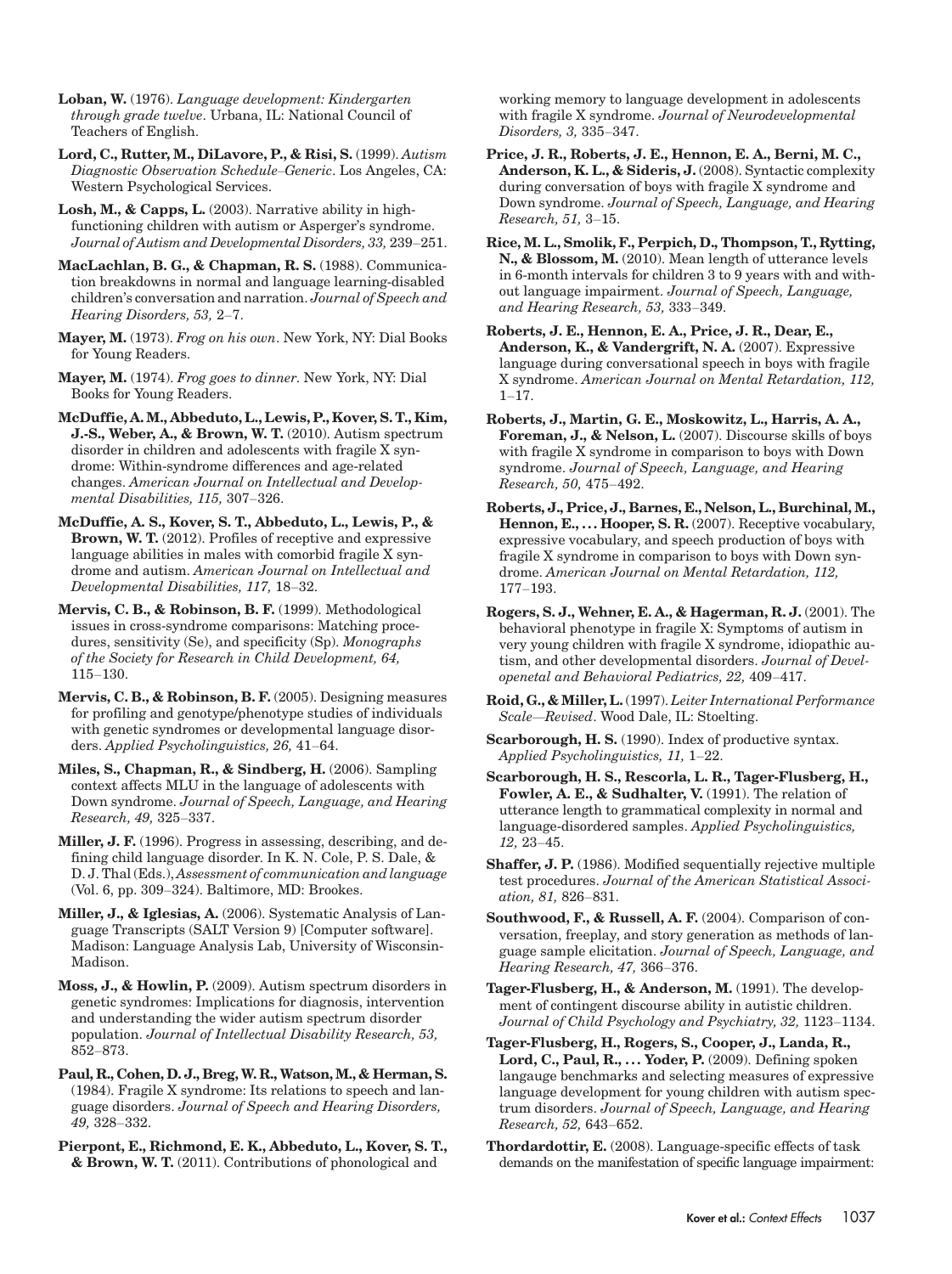**Loban, W.** (1976). *Language development: Kindergarten through grade twelve*. Urbana, IL: National Council of Teachers of English.

**Lord, C., Rutter, M., DiLavore, P., & Risi, S.** (1999). *Autism Diagnostic Observation Schedule–Generic*. Los Angeles, CA: Western Psychological Services.

**Losh, M., & Capps, L.** (2003). Narrative ability in high-functioning children with autism or Asperger's syndrome. *Journal of Autism and Developmental Disorders, 33,* 239–251.

**MacLachlan, B. G., & Chapman, R. S.** (1988). Communication breakdowns in normal and language learning-disabled children's conversation and narration. *Journal of Speech and Hearing Disorders, 53,* 2–7.

**Mayer, M.** (1973). *Frog on his own*. New York, NY: Dial Books for Young Readers.

**Mayer, M.** (1974). *Frog goes to dinner.* New York, NY: Dial Books for Young Readers.

**McDuffie, A. M., Abbeduto, L., Lewis, P., Kover, S. T., Kim, J.-S., Weber, A., & Brown, W. T.** (2010). Autism spectrum disorder in children and adolescents with fragile X syndrome: Within-syndrome differences and age-related changes. *American Journal on Intellectual and Developmental Disabilities, 115,* 307–326.

**McDuffie, A. S., Kover, S. T., Abbeduto, L., Lewis, P., & Brown, W. T.** (2012). Profiles of receptive and expressive language abilities in males with comorbid fragile X syndrome and autism. *American Journal on Intellectual and Developmental Disabilities, 117,* 18–32.

**Mervis, C. B., & Robinson, B. F.** (1999). Methodological issues in cross-syndrome comparisons: Matching procedures, sensitivity (Se), and specificity (Sp). *Monographs of the Society for Research in Child Development, 64,* 115–130.

**Mervis, C. B., & Robinson, B. F.** (2005). Designing measures for profiling and genotype/phenotype studies of individuals with genetic syndromes or developmental language disorders. *Applied Psycholinguistics, 26,* 41–64.

**Miles, S., Chapman, R., & Sindberg, H.** (2006). Sampling context affects MLU in the language of adolescents with Down syndrome. *Journal of Speech, Language, and Hearing Research, 49,* 325–337.

**Miller, J. F.** (1996). Progress in assessing, describing, and defining child language disorder. In K. N. Cole, P. S. Dale, & D. J. Thal (Eds.), *Assessment of communication and language* (Vol. 6, pp. 309–324). Baltimore, MD: Brookes.

**Miller, J., & Iglesias, A.** (2006). Systematic Analysis of Language Transcripts (SALT Version 9) [Computer software]. Madison: Language Analysis Lab, University of Wisconsin-Madison.

**Moss, J., & Howlin, P.** (2009). Autism spectrum disorders in genetic syndromes: Implications for diagnosis, intervention and understanding the wider autism spectrum disorder population. *Journal of Intellectual Disability Research, 53,* 852–873.

**Paul, R., Cohen, D. J., Breg, W. R., Watson, M., & Herman, S.** (1984). Fragile X syndrome: Its relations to speech and language disorders. *Journal of Speech and Hearing Disorders, 49,* 328–332.

**Pierpont, E., Richmond, E. K., Abbeduto, L., Kover, S. T., & Brown, W. T.** (2011). Contributions of phonological and working memory to language development in adolescents with fragile X syndrome. *Journal of Neurodevelopmental Disorders, 3,* 335–347.

**Price, J. R., Roberts, J. E., Hennon, E. A., Berni, M. C., Anderson, K. L., & Sideris, J.** (2008). Syntactic complexity during conversation of boys with fragile X syndrome and Down syndrome. *Journal of Speech, Language, and Hearing Research, 51,* 3–15.

**Rice, M. L., Smolik, F., Perpich, D., Thompson, T., Rytting, N., & Blossom, M.** (2010). Mean length of utterance levels in 6-month intervals for children 3 to 9 years with and without language impairment. *Journal of Speech, Language, and Hearing Research, 53,* 333–349.

**Roberts, J. E., Hennon, E. A., Price, J. R., Dear, E., Anderson, K., & Vandergrift, N. A.** (2007). Expressive language during conversational speech in boys with fragile X syndrome. *American Journal on Mental Retardation, 112,* 1–17.

**Roberts, J., Martin, G. E., Moskowitz, L., Harris, A. A., Foreman, J., & Nelson, L.** (2007). Discourse skills of boys with fragile X syndrome in comparison to boys with Down syndrome. *Journal of Speech, Language, and Hearing Research, 50,* 475–492.

**Roberts, J., Price, J., Barnes, E., Nelson, L., Burchinal, M., Hennon, E., … Hooper, S. R.** (2007). Receptive vocabulary, expressive vocabulary, and speech production of boys with fragile X syndrome in comparison to boys with Down syndrome. *American Journal on Mental Retardation, 112,* 177–193.

**Rogers, S. J., Wehner, E. A., & Hagerman, R. J.** (2001). The behavioral phenotype in fragile X: Symptoms of autism in very young children with fragile X syndrome, idiopathic autism, and other developmental disorders. *Journal of Develpenetal and Behavioral Pediatrics, 22,* 409–417.

**Roid, G., & Miller, L.** (1997). *Leiter International Performance Scale—Revised*. Wood Dale, IL: Stoelting.

**Scarborough, H. S.** (1990). Index of productive syntax. *Applied Psycholinguistics, 11,* 1–22.

**Scarborough, H. S., Rescorla, L. R., Tager-Flusberg, H., Fowler, A. E., & Sudhalter, V.** (1991). The relation of utterance length to grammatical complexity in normal and language-disordered samples. *Applied Psycholinguistics, 12,* 23–45.

**Shaffer, J. P.** (1986). Modified sequentially rejective multiple test procedures. *Journal of the American Statistical Association, 81,* 826–831.

**Southwood, F., & Russell, A. F.** (2004). Comparison of conversation, freeplay, and story generation as methods of language sample elicitation. *Journal of Speech, Language, and Hearing Research, 47,* 366–376.

**Tager-Flusberg, H., & Anderson, M.** (1991). The development of contingent discourse ability in autistic children. *Journal of Child Psychology and Psychiatry, 32,* 1123–1134.

**Tager-Flusberg, H., Rogers, S., Cooper, J., Landa, R., Lord, C., Paul, R., … Yoder, P.** (2009). Defining spoken langauge benchmarks and selecting measures of expressive language development for young children with autism spectrum disorders. *Journal of Speech, Language, and Hearing Research, 52,* 643–652.

**Thordardottir, E.** (2008). Language-specific effects of task demands on the manifestation of specific language impairment: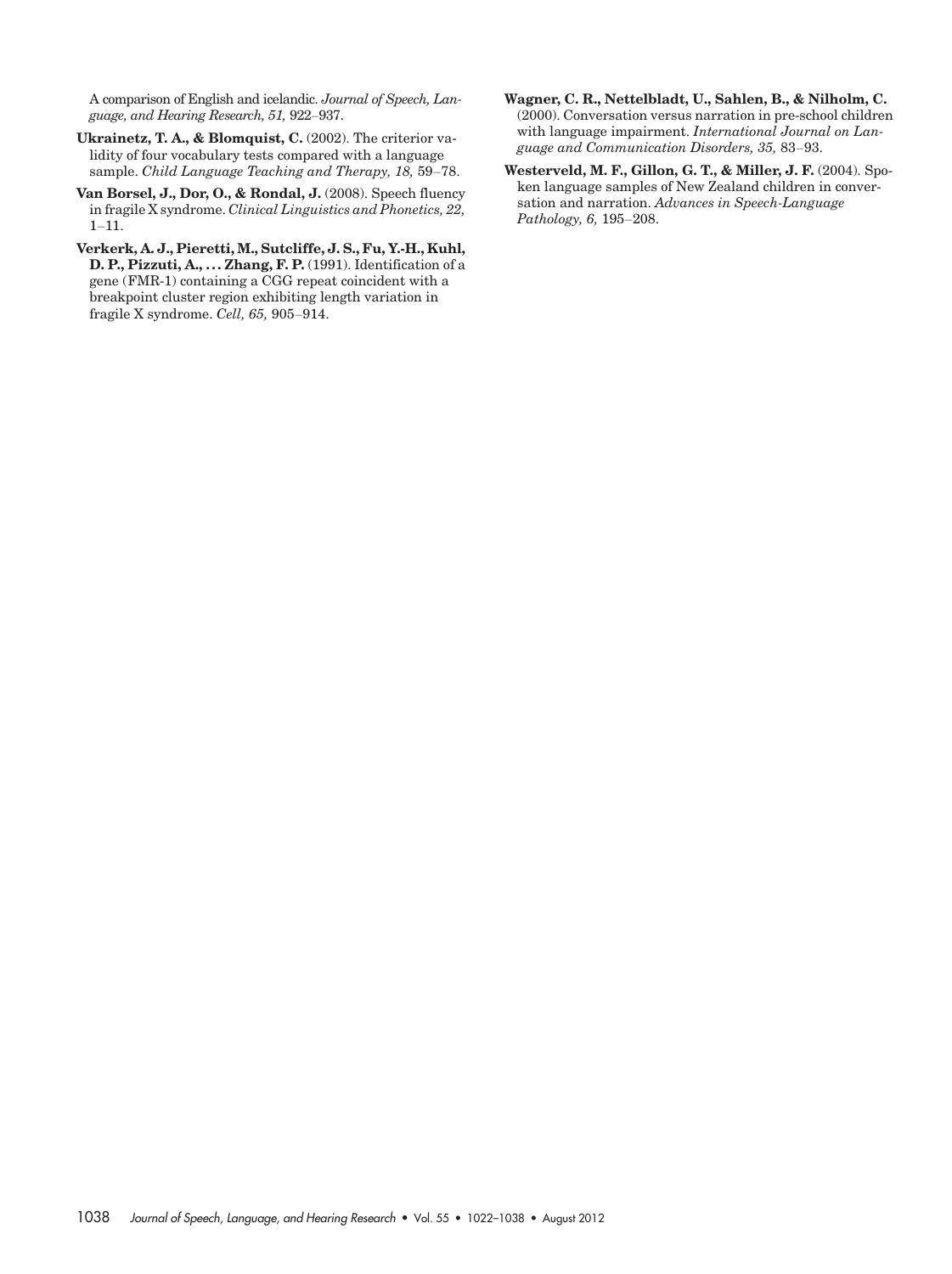A comparison of English and icelandic. *Journal of Speech, Language, and Hearing Research, 51,* 922–937.

**Ukrainetz, T. A., & Blomquist, C.** (2002). The criterior validity of four vocabulary tests compared with a language sample. *Child Language Teaching and Therapy, 18,* 59–78.

**Van Borsel, J., Dor, O., & Rondal, J.** (2008). Speech fluency in fragile X syndrome. *Clinical Linguistics and Phonetics, 22,* 1–11.

**Verkerk, A. J., Pieretti, M., Sutcliffe, J. S., Fu, Y.-H., Kuhl, D. P., Pizzuti, A., . . . Zhang, F. P.** (1991). Identification of a gene (FMR-1) containing a CGG repeat coincident with a breakpoint cluster region exhibiting length variation in fragile X syndrome. *Cell, 65,* 905–914.

**Wagner, C. R., Nettelbladt, U., Sahlen, B., & Nilholm, C.** (2000). Conversation versus narration in pre-school children with language impairment. *International Journal on Language and Communication Disorders, 35,* 83–93.

**Westerveld, M. F., Gillon, G. T., & Miller, J. F.** (2004). Spoken language samples of New Zealand children in conversation and narration. *Advances in Speech-Language Pathology, 6,* 195–208.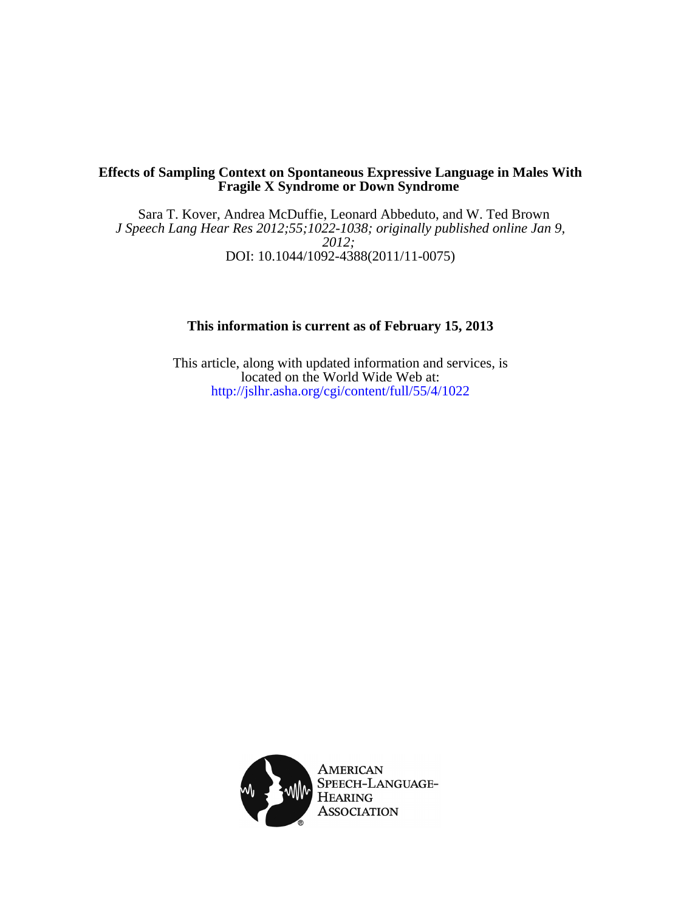**Effects of Sampling Context on Spontaneous Expressive Language in Males With Fragile X Syndrome or Down Syndrome**

Sara T. Kover, Andrea McDuffie, Leonard Abbeduto, and W. Ted Brown
*J Speech Lang Hear Res 2012;55;1022-1038; originally published online Jan 9, 2012;*
DOI: 10.1044/1092-4388(2011/11-0075)

**This information is current as of February 15, 2013**

This article, along with updated information and services, is located on the World Wide Web at:
http://jslhr.asha.org/cgi/content/full/55/4/1022

AMERICAN SPEECH-LANGUAGE-HEARING ASSOCIATION